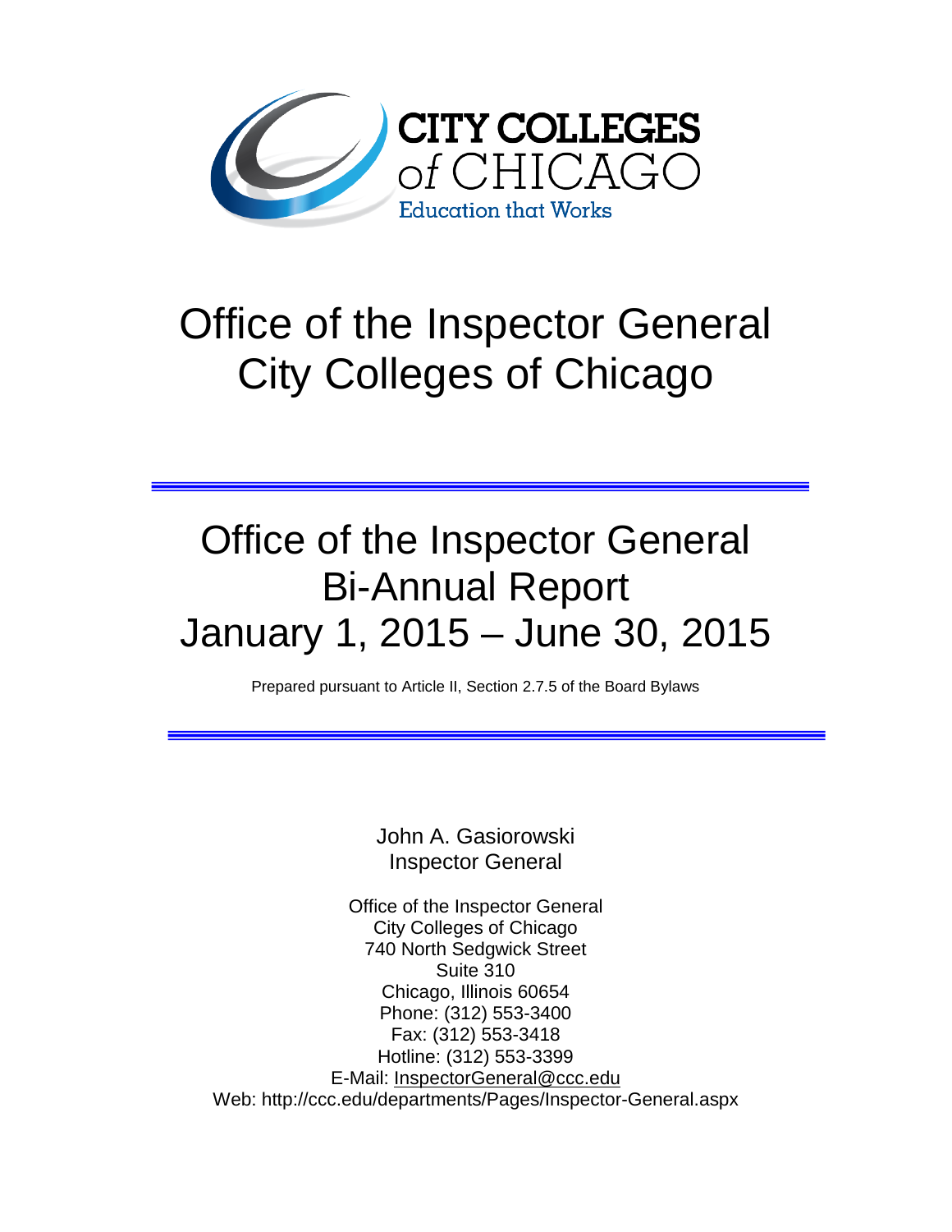CITY COLLEGES
of CHICAGO
Education that Works

# Office of the Inspector General
# City Colleges of Chicago

---

# Office of the Inspector General
# Bi-Annual Report
# January 1, 2015 – June 30, 2015

Prepared pursuant to Article II, Section 2.7.5 of the Board Bylaws

---

John A. Gasiorowski
Inspector General

Office of the Inspector General
City Colleges of Chicago
740 North Sedgwick Street
Suite 310
Chicago, Illinois 60654
Phone: (312) 553-3400
Fax: (312) 553-3418
Hotline: (312) 553-3399
E-Mail: InspectorGeneral@ccc.edu
Web: http://ccc.edu/departments/Pages/Inspector-General.aspx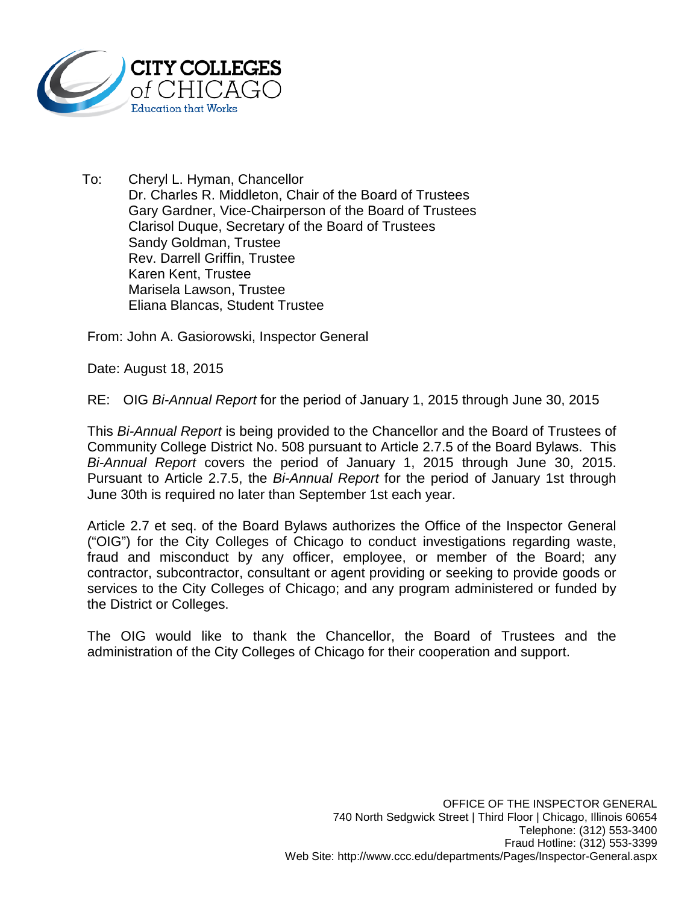CITY COLLEGES of CHICAGO
Education that Works

To: Cheryl L. Hyman, Chancellor
Dr. Charles R. Middleton, Chair of the Board of Trustees
Gary Gardner, Vice-Chairperson of the Board of Trustees
Clarisol Duque, Secretary of the Board of Trustees
Sandy Goldman, Trustee
Rev. Darrell Griffin, Trustee
Karen Kent, Trustee
Marisela Lawson, Trustee
Eliana Blancas, Student Trustee

From: John A. Gasiorowski, Inspector General

Date: August 18, 2015

RE: OIG *Bi-Annual Report* for the period of January 1, 2015 through June 30, 2015

This *Bi-Annual Report* is being provided to the Chancellor and the Board of Trustees of Community College District No. 508 pursuant to Article 2.7.5 of the Board Bylaws. This *Bi-Annual Report* covers the period of January 1, 2015 through June 30, 2015. Pursuant to Article 2.7.5, the *Bi-Annual Report* for the period of January 1st through June 30th is required no later than September 1st each year.

Article 2.7 et seq. of the Board Bylaws authorizes the Office of the Inspector General ("OIG") for the City Colleges of Chicago to conduct investigations regarding waste, fraud and misconduct by any officer, employee, or member of the Board; any contractor, subcontractor, consultant or agent providing or seeking to provide goods or services to the City Colleges of Chicago; and any program administered or funded by the District or Colleges.

The OIG would like to thank the Chancellor, the Board of Trustees and the administration of the City Colleges of Chicago for their cooperation and support.

OFFICE OF THE INSPECTOR GENERAL
740 North Sedgwick Street | Third Floor | Chicago, Illinois 60654
Telephone: (312) 553-3400
Fraud Hotline: (312) 553-3399
Web Site: http://www.ccc.edu/departments/Pages/Inspector-General.aspx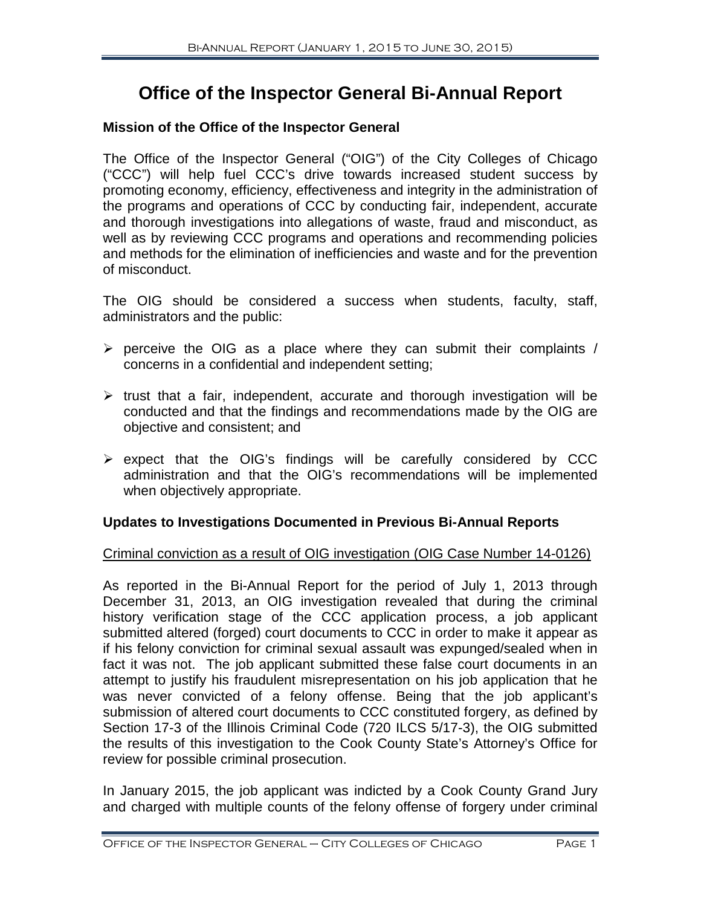# Office of the Inspector General Bi-Annual Report

### Mission of the Office of the Inspector General

The Office of the Inspector General ("OIG") of the City Colleges of Chicago ("CCC") will help fuel CCC's drive towards increased student success by promoting economy, efficiency, effectiveness and integrity in the administration of the programs and operations of CCC by conducting fair, independent, accurate and thorough investigations into allegations of waste, fraud and misconduct, as well as by reviewing CCC programs and operations and recommending policies and methods for the elimination of inefficiencies and waste and for the prevention of misconduct.

The OIG should be considered a success when students, faculty, staff, administrators and the public:

- perceive the OIG as a place where they can submit their complaints / concerns in a confidential and independent setting;
- trust that a fair, independent, accurate and thorough investigation will be conducted and that the findings and recommendations made by the OIG are objective and consistent; and
- expect that the OIG's findings will be carefully considered by CCC administration and that the OIG's recommendations will be implemented when objectively appropriate.

### Updates to Investigations Documented in Previous Bi-Annual Reports

Criminal conviction as a result of OIG investigation (OIG Case Number 14-0126)

As reported in the Bi-Annual Report for the period of July 1, 2013 through December 31, 2013, an OIG investigation revealed that during the criminal history verification stage of the CCC application process, a job applicant submitted altered (forged) court documents to CCC in order to make it appear as if his felony conviction for criminal sexual assault was expunged/sealed when in fact it was not. The job applicant submitted these false court documents in an attempt to justify his fraudulent misrepresentation on his job application that he was never convicted of a felony offense. Being that the job applicant's submission of altered court documents to CCC constituted forgery, as defined by Section 17-3 of the Illinois Criminal Code (720 ILCS 5/17-3), the OIG submitted the results of this investigation to the Cook County State's Attorney's Office for review for possible criminal prosecution.

In January 2015, the job applicant was indicted by a Cook County Grand Jury and charged with multiple counts of the felony offense of forgery under criminal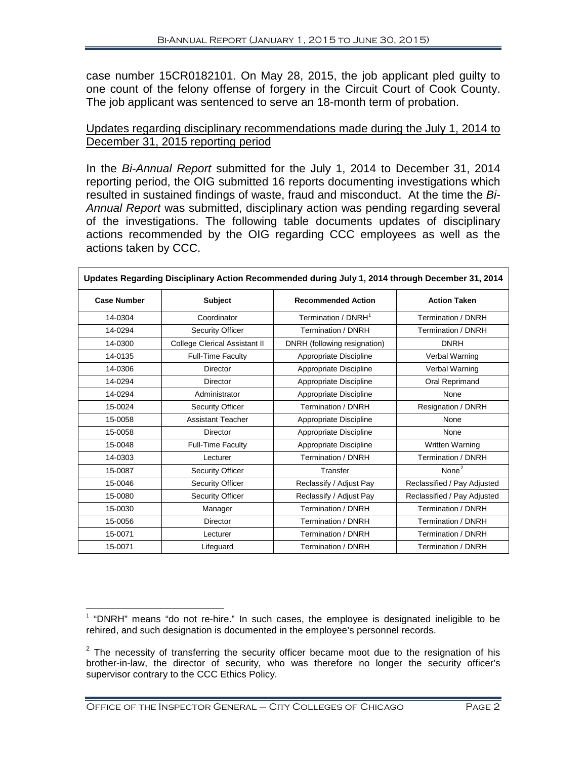case number 15CR0182101. On May 28, 2015, the job applicant pled guilty to one count of the felony offense of forgery in the Circuit Court of Cook County. The job applicant was sentenced to serve an 18-month term of probation.

Updates regarding disciplinary recommendations made during the July 1, 2014 to December 31, 2015 reporting period

In the *Bi-Annual Report* submitted for the July 1, 2014 to December 31, 2014 reporting period, the OIG submitted 16 reports documenting investigations which resulted in sustained findings of waste, fraud and misconduct. At the time the *Bi-Annual Report* was submitted, disciplinary action was pending regarding several of the investigations. The following table documents updates of disciplinary actions recommended by the OIG regarding CCC employees as well as the actions taken by CCC.

**Updates Regarding Disciplinary Action Recommended during July 1, 2014 through December 31, 2014**

| Case Number | Subject | Recommended Action | Action Taken |
|---|---|---|---|
| 14-0304 | Coordinator | Termination / DNRH[1] | Termination / DNRH |
| 14-0294 | Security Officer | Termination / DNRH | Termination / DNRH |
| 14-0300 | College Clerical Assistant II | DNRH (following resignation) | DNRH |
| 14-0135 | Full-Time Faculty | Appropriate Discipline | Verbal Warning |
| 14-0306 | Director | Appropriate Discipline | Verbal Warning |
| 14-0294 | Director | Appropriate Discipline | Oral Reprimand |
| 14-0294 | Administrator | Appropriate Discipline | None |
| 15-0024 | Security Officer | Termination / DNRH | Resignation / DNRH |
| 15-0058 | Assistant Teacher | Appropriate Discipline | None |
| 15-0058 | Director | Appropriate Discipline | None |
| 15-0048 | Full-Time Faculty | Appropriate Discipline | Written Warning |
| 14-0303 | Lecturer | Termination / DNRH | Termination / DNRH |
| 15-0087 | Security Officer | Transfer | None[2] |
| 15-0046 | Security Officer | Reclassify / Adjust Pay | Reclassified / Pay Adjusted |
| 15-0080 | Security Officer | Reclassify / Adjust Pay | Reclassified / Pay Adjusted |
| 15-0030 | Manager | Termination / DNRH | Termination / DNRH |
| 15-0056 | Director | Termination / DNRH | Termination / DNRH |
| 15-0071 | Lecturer | Termination / DNRH | Termination / DNRH |
| 15-0071 | Lifeguard | Termination / DNRH | Termination / DNRH |

[1] "DNRH" means "do not re-hire." In such cases, the employee is designated ineligible to be rehired, and such designation is documented in the employee's personnel records.

[2] The necessity of transferring the security officer became moot due to the resignation of his brother-in-law, the director of security, who was therefore no longer the security officer's supervisor contrary to the CCC Ethics Policy.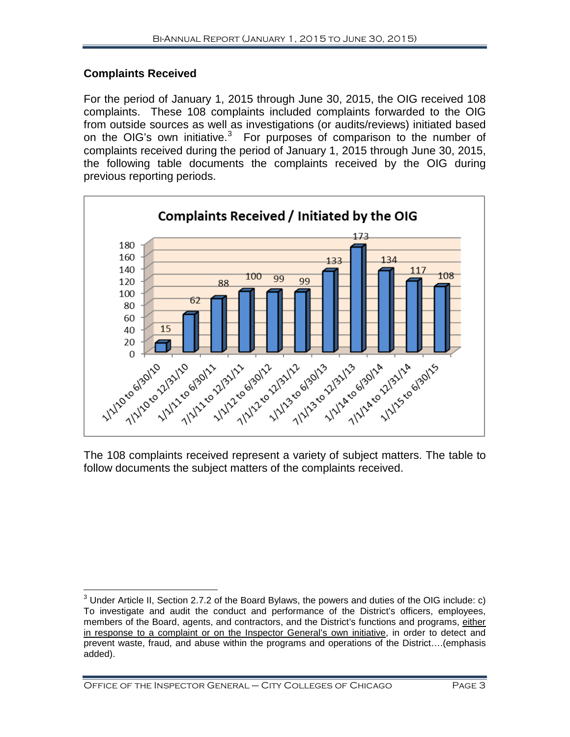## Complaints Received

For the period of January 1, 2015 through June 30, 2015, the OIG received 108 complaints. These 108 complaints included complaints forwarded to the OIG from outside sources as well as investigations (or audits/reviews) initiated based on the OIG's own initiative.[3] For purposes of comparison to the number of complaints received during the period of January 1, 2015 through June 30, 2015, the following table documents the complaints received by the OIG during previous reporting periods.

**Complaints Received / Initiated by the OIG**

| Period | Complaints |
|---|---|
| 1/1/10 to 6/30/10 | 15 |
| 7/1/10 to 12/31/10 | 62 |
| 1/1/11 to 6/30/11 | 88 |
| 7/1/11 to 12/31/11 | 100 |
| 1/1/12 to 6/30/12 | 99 |
| 7/1/12 to 12/31/12 | 99 |
| 1/1/13 to 6/30/13 | 133 |
| 7/1/13 to 12/31/13 | 173 |
| 1/1/14 to 6/30/14 | 134 |
| 7/1/14 to 12/31/14 | 117 |
| 1/1/15 to 6/30/15 | 108 |

The 108 complaints received represent a variety of subject matters. The table to follow documents the subject matters of the complaints received.

---

[3] Under Article II, Section 2.7.2 of the Board Bylaws, the powers and duties of the OIG include: c) To investigate and audit the conduct and performance of the District's officers, employees, members of the Board, agents, and contractors, and the District's functions and programs, either in response to a complaint or on the Inspector General's own initiative, in order to detect and prevent waste, fraud, and abuse within the programs and operations of the District….(emphasis added).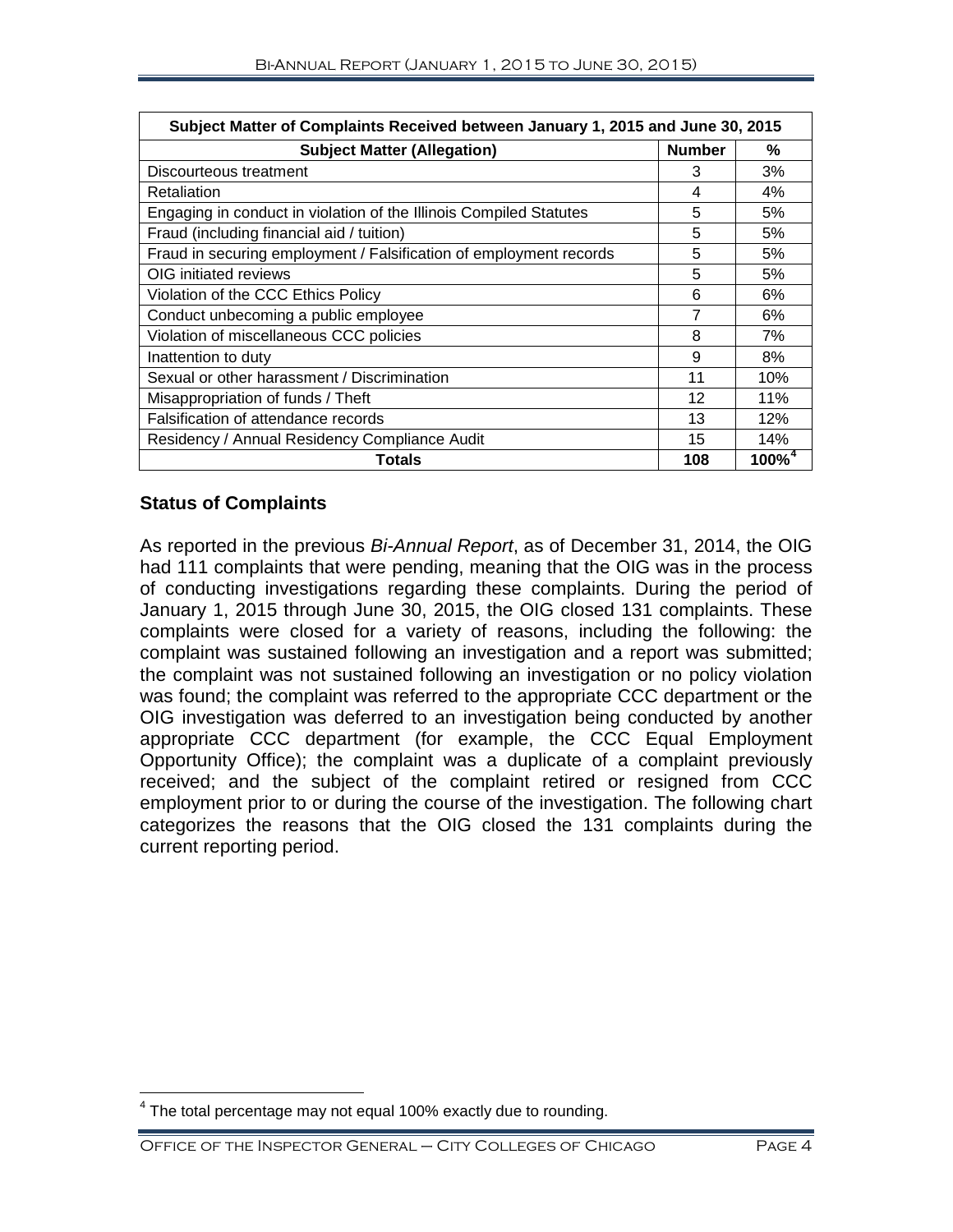| Subject Matter of Complaints Received between January 1, 2015 and June 30, 2015 | | |
|---|---|---|
| **Subject Matter (Allegation)** | **Number** | **%** |
| Discourteous treatment | 3 | 3% |
| Retaliation | 4 | 4% |
| Engaging in conduct in violation of the Illinois Compiled Statutes | 5 | 5% |
| Fraud (including financial aid / tuition) | 5 | 5% |
| Fraud in securing employment / Falsification of employment records | 5 | 5% |
| OIG initiated reviews | 5 | 5% |
| Violation of the CCC Ethics Policy | 6 | 6% |
| Conduct unbecoming a public employee | 7 | 6% |
| Violation of miscellaneous CCC policies | 8 | 7% |
| Inattention to duty | 9 | 8% |
| Sexual or other harassment / Discrimination | 11 | 10% |
| Misappropriation of funds / Theft | 12 | 11% |
| Falsification of attendance records | 13 | 12% |
| Residency / Annual Residency Compliance Audit | 15 | 14% |
| **Totals** | **108** | **100%**[4] |

### Status of Complaints

As reported in the previous *Bi-Annual Report*, as of December 31, 2014, the OIG had 111 complaints that were pending, meaning that the OIG was in the process of conducting investigations regarding these complaints. During the period of January 1, 2015 through June 30, 2015, the OIG closed 131 complaints. These complaints were closed for a variety of reasons, including the following: the complaint was sustained following an investigation and a report was submitted; the complaint was not sustained following an investigation or no policy violation was found; the complaint was referred to the appropriate CCC department or the OIG investigation was deferred to an investigation being conducted by another appropriate CCC department (for example, the CCC Equal Employment Opportunity Office); the complaint was a duplicate of a complaint previously received; and the subject of the complaint retired or resigned from CCC employment prior to or during the course of the investigation. The following chart categorizes the reasons that the OIG closed the 131 complaints during the current reporting period.

[4] The total percentage may not equal 100% exactly due to rounding.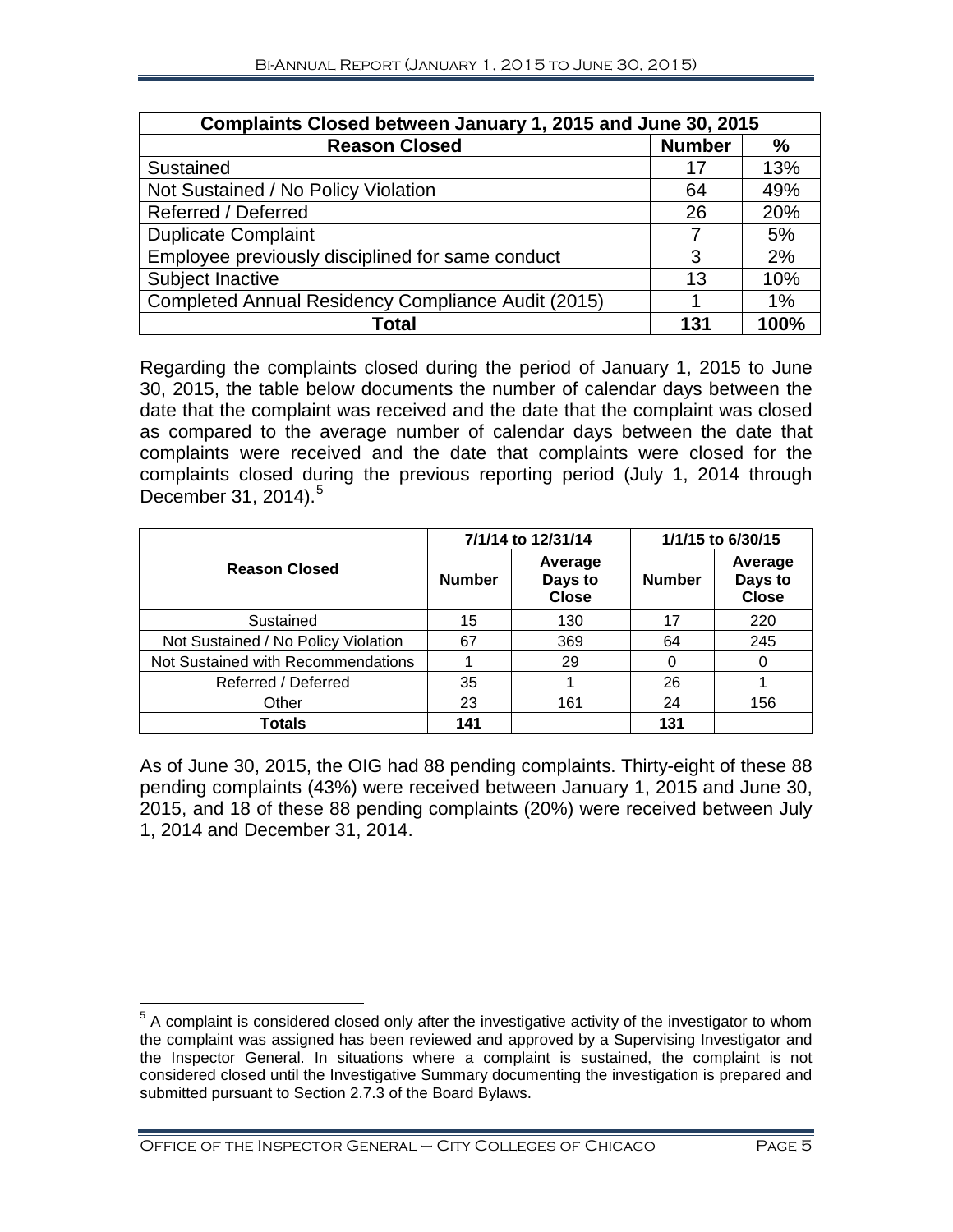| Complaints Closed between January 1, 2015 and June 30, 2015 | | |
|---|---|---|
| **Reason Closed** | **Number** | **%** |
| Sustained | 17 | 13% |
| Not Sustained / No Policy Violation | 64 | 49% |
| Referred / Deferred | 26 | 20% |
| Duplicate Complaint | 7 | 5% |
| Employee previously disciplined for same conduct | 3 | 2% |
| Subject Inactive | 13 | 10% |
| Completed Annual Residency Compliance Audit (2015) | 1 | 1% |
| **Total** | **131** | **100%** |

Regarding the complaints closed during the period of January 1, 2015 to June 30, 2015, the table below documents the number of calendar days between the date that the complaint was received and the date that the complaint was closed as compared to the average number of calendar days between the date that complaints were received and the date that complaints were closed for the complaints closed during the previous reporting period (July 1, 2014 through December 31, 2014).[5]

| **Reason Closed** | **7/1/14 to 12/31/14** | | **1/1/15 to 6/30/15** | |
|---|---|---|---|---|
| | **Number** | **Average Days to Close** | **Number** | **Average Days to Close** |
| Sustained | 15 | 130 | 17 | 220 |
| Not Sustained / No Policy Violation | 67 | 369 | 64 | 245 |
| Not Sustained with Recommendations | 1 | 29 | 0 | 0 |
| Referred / Deferred | 35 | 1 | 26 | 1 |
| Other | 23 | 161 | 24 | 156 |
| **Totals** | **141** | | **131** | |

As of June 30, 2015, the OIG had 88 pending complaints. Thirty-eight of these 88 pending complaints (43%) were received between January 1, 2015 and June 30, 2015, and 18 of these 88 pending complaints (20%) were received between July 1, 2014 and December 31, 2014.

[5] A complaint is considered closed only after the investigative activity of the investigator to whom the complaint was assigned has been reviewed and approved by a Supervising Investigator and the Inspector General. In situations where a complaint is sustained, the complaint is not considered closed until the Investigative Summary documenting the investigation is prepared and submitted pursuant to Section 2.7.3 of the Board Bylaws.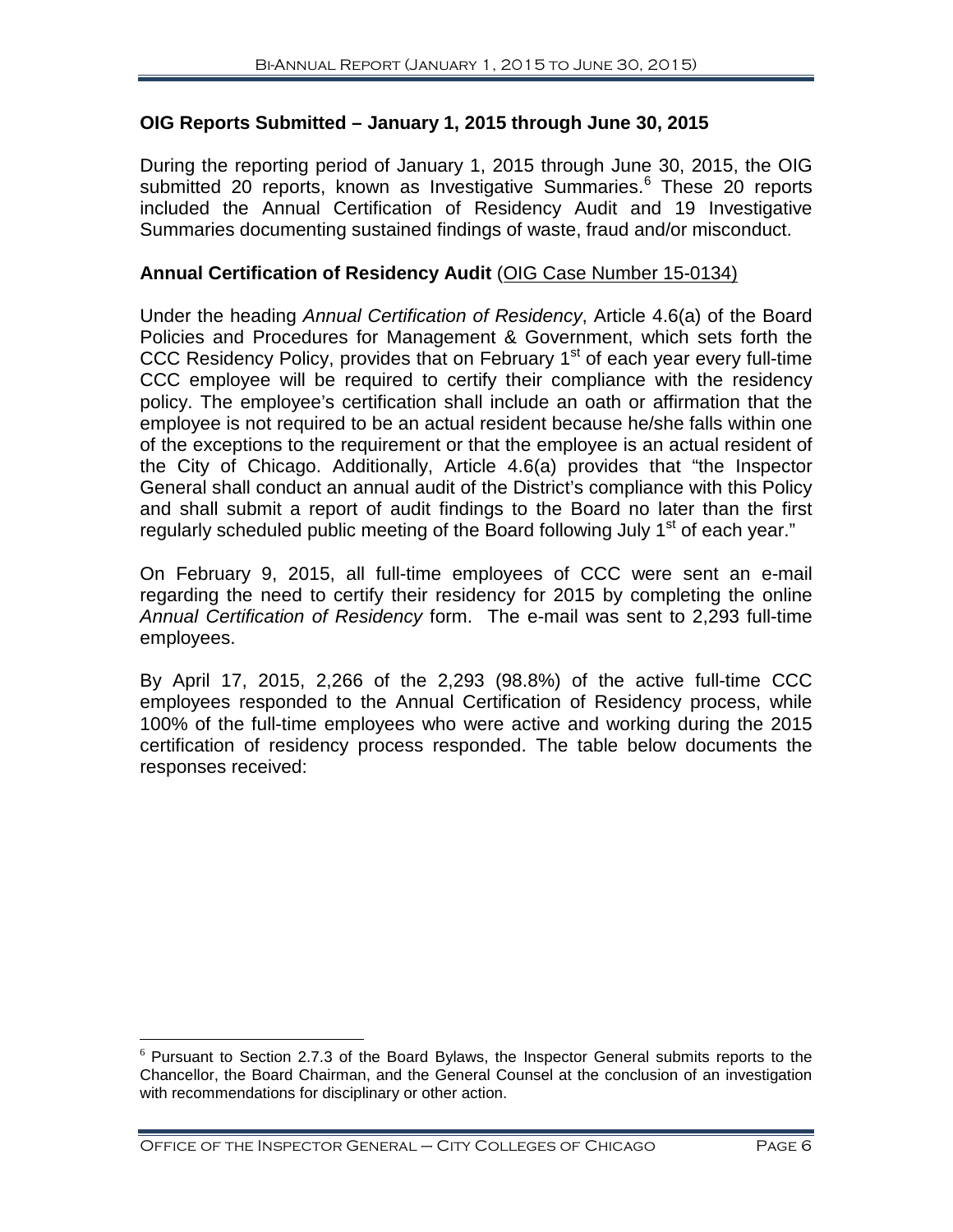## OIG Reports Submitted – January 1, 2015 through June 30, 2015

During the reporting period of January 1, 2015 through June 30, 2015, the OIG submitted 20 reports, known as Investigative Summaries.[6] These 20 reports included the Annual Certification of Residency Audit and 19 Investigative Summaries documenting sustained findings of waste, fraud and/or misconduct.

### Annual Certification of Residency Audit (OIG Case Number 15-0134)

Under the heading *Annual Certification of Residency*, Article 4.6(a) of the Board Policies and Procedures for Management & Government, which sets forth the CCC Residency Policy, provides that on February 1st of each year every full-time CCC employee will be required to certify their compliance with the residency policy. The employee's certification shall include an oath or affirmation that the employee is not required to be an actual resident because he/she falls within one of the exceptions to the requirement or that the employee is an actual resident of the City of Chicago. Additionally, Article 4.6(a) provides that "the Inspector General shall conduct an annual audit of the District's compliance with this Policy and shall submit a report of audit findings to the Board no later than the first regularly scheduled public meeting of the Board following July 1st of each year."

On February 9, 2015, all full-time employees of CCC were sent an e-mail regarding the need to certify their residency for 2015 by completing the online *Annual Certification of Residency* form. The e-mail was sent to 2,293 full-time employees.

By April 17, 2015, 2,266 of the 2,293 (98.8%) of the active full-time CCC employees responded to the Annual Certification of Residency process, while 100% of the full-time employees who were active and working during the 2015 certification of residency process responded. The table below documents the responses received:

[6] Pursuant to Section 2.7.3 of the Board Bylaws, the Inspector General submits reports to the Chancellor, the Board Chairman, and the General Counsel at the conclusion of an investigation with recommendations for disciplinary or other action.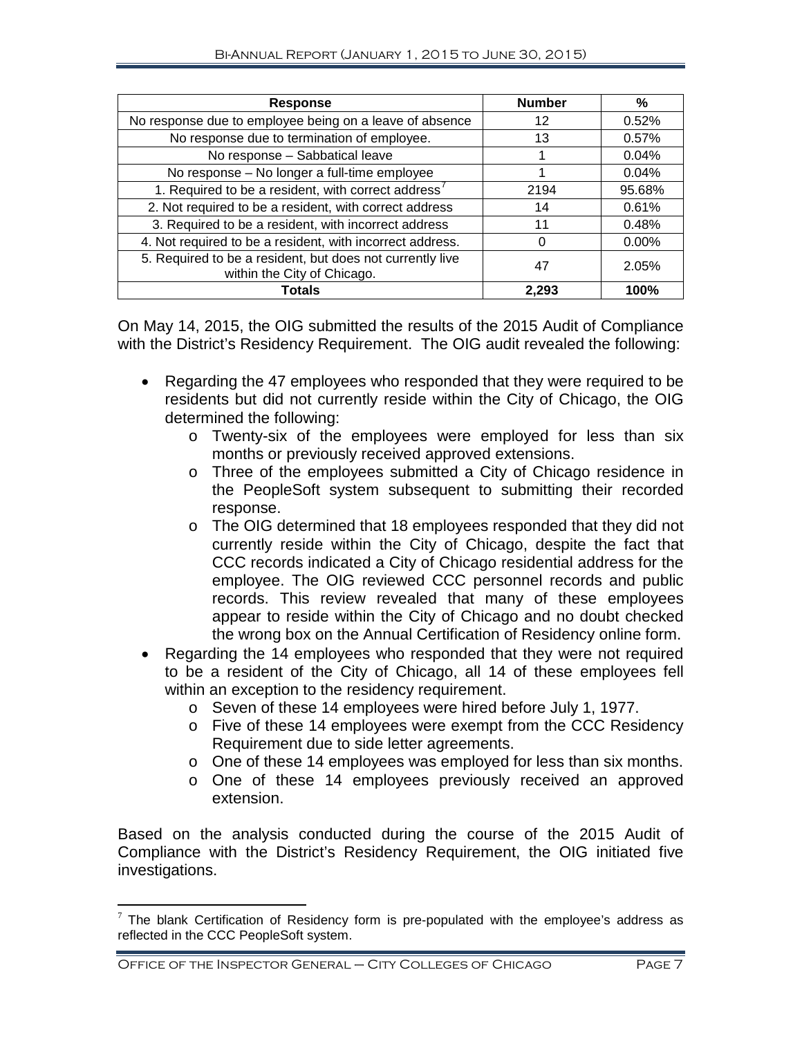| Response | Number | % |
|---|---|---|
| No response due to employee being on a leave of absence | 12 | 0.52% |
| No response due to termination of employee. | 13 | 0.57% |
| No response – Sabbatical leave | 1 | 0.04% |
| No response – No longer a full-time employee | 1 | 0.04% |
| 1. Required to be a resident, with correct address[7] | 2194 | 95.68% |
| 2. Not required to be a resident, with correct address | 14 | 0.61% |
| 3. Required to be a resident, with incorrect address | 11 | 0.48% |
| 4. Not required to be a resident, with incorrect address. | 0 | 0.00% |
| 5. Required to be a resident, but does not currently live within the City of Chicago. | 47 | 2.05% |
| **Totals** | **2,293** | **100%** |

On May 14, 2015, the OIG submitted the results of the 2015 Audit of Compliance with the District's Residency Requirement. The OIG audit revealed the following:

- Regarding the 47 employees who responded that they were required to be residents but did not currently reside within the City of Chicago, the OIG determined the following:
  - Twenty-six of the employees were employed for less than six months or previously received approved extensions.
  - Three of the employees submitted a City of Chicago residence in the PeopleSoft system subsequent to submitting their recorded response.
  - The OIG determined that 18 employees responded that they did not currently reside within the City of Chicago, despite the fact that CCC records indicated a City of Chicago residential address for the employee. The OIG reviewed CCC personnel records and public records. This review revealed that many of these employees appear to reside within the City of Chicago and no doubt checked the wrong box on the Annual Certification of Residency online form.
- Regarding the 14 employees who responded that they were not required to be a resident of the City of Chicago, all 14 of these employees fell within an exception to the residency requirement.
  - Seven of these 14 employees were hired before July 1, 1977.
  - Five of these 14 employees were exempt from the CCC Residency Requirement due to side letter agreements.
  - One of these 14 employees was employed for less than six months.
  - One of these 14 employees previously received an approved extension.

Based on the analysis conducted during the course of the 2015 Audit of Compliance with the District's Residency Requirement, the OIG initiated five investigations.

[7] The blank Certification of Residency form is pre-populated with the employee's address as reflected in the CCC PeopleSoft system.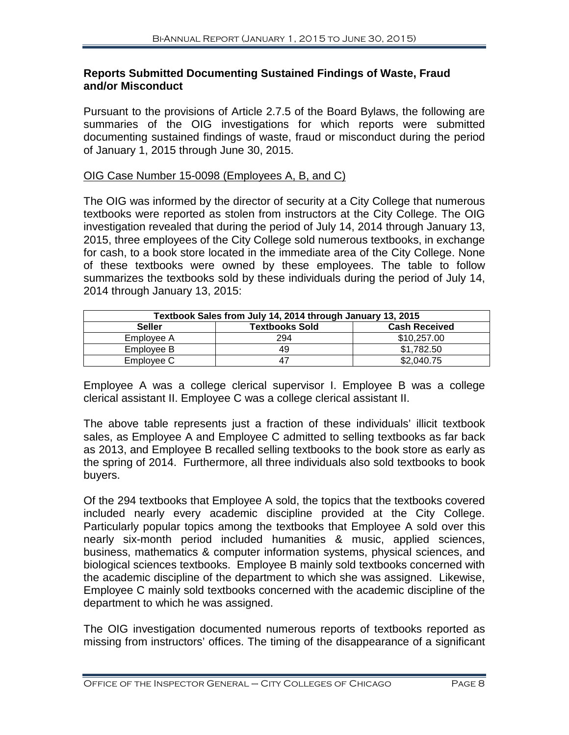## Reports Submitted Documenting Sustained Findings of Waste, Fraud and/or Misconduct

Pursuant to the provisions of Article 2.7.5 of the Board Bylaws, the following are summaries of the OIG investigations for which reports were submitted documenting sustained findings of waste, fraud or misconduct during the period of January 1, 2015 through June 30, 2015.

OIG Case Number 15-0098 (Employees A, B, and C)

The OIG was informed by the director of security at a City College that numerous textbooks were reported as stolen from instructors at the City College. The OIG investigation revealed that during the period of July 14, 2014 through January 13, 2015, three employees of the City College sold numerous textbooks, in exchange for cash, to a book store located in the immediate area of the City College. None of these textbooks were owned by these employees. The table to follow summarizes the textbooks sold by these individuals during the period of July 14, 2014 through January 13, 2015:

| Textbook Sales from July 14, 2014 through January 13, 2015 | | |
|---|---|---|
| **Seller** | **Textbooks Sold** | **Cash Received** |
| Employee A | 294 | $10,257.00 |
| Employee B | 49 | $1,782.50 |
| Employee C | 47 | $2,040.75 |

Employee A was a college clerical supervisor I. Employee B was a college clerical assistant II. Employee C was a college clerical assistant II.

The above table represents just a fraction of these individuals' illicit textbook sales, as Employee A and Employee C admitted to selling textbooks as far back as 2013, and Employee B recalled selling textbooks to the book store as early as the spring of 2014. Furthermore, all three individuals also sold textbooks to book buyers.

Of the 294 textbooks that Employee A sold, the topics that the textbooks covered included nearly every academic discipline provided at the City College. Particularly popular topics among the textbooks that Employee A sold over this nearly six-month period included humanities & music, applied sciences, business, mathematics & computer information systems, physical sciences, and biological sciences textbooks. Employee B mainly sold textbooks concerned with the academic discipline of the department to which she was assigned. Likewise, Employee C mainly sold textbooks concerned with the academic discipline of the department to which he was assigned.

The OIG investigation documented numerous reports of textbooks reported as missing from instructors' offices. The timing of the disappearance of a significant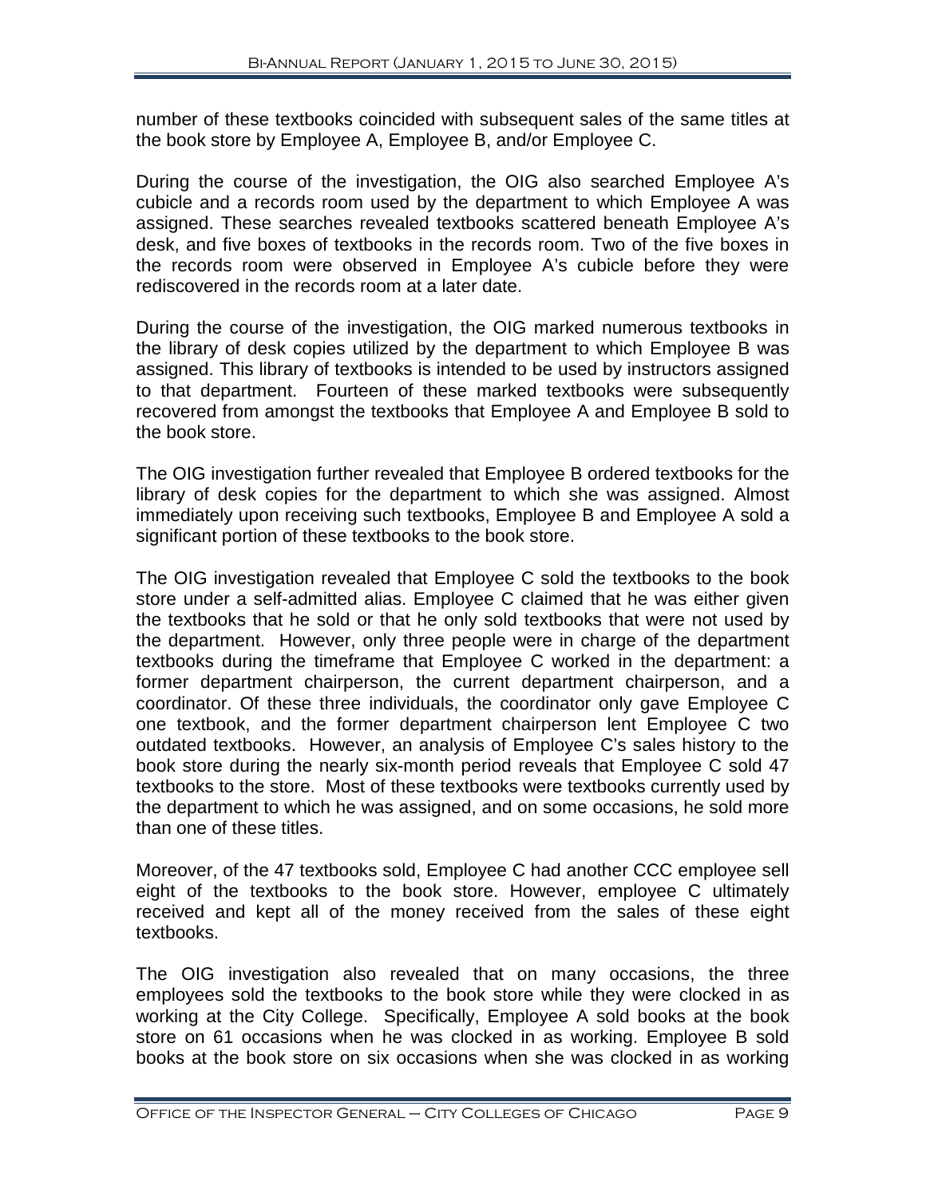number of these textbooks coincided with subsequent sales of the same titles at the book store by Employee A, Employee B, and/or Employee C.

During the course of the investigation, the OIG also searched Employee A's cubicle and a records room used by the department to which Employee A was assigned. These searches revealed textbooks scattered beneath Employee A's desk, and five boxes of textbooks in the records room. Two of the five boxes in the records room were observed in Employee A's cubicle before they were rediscovered in the records room at a later date.

During the course of the investigation, the OIG marked numerous textbooks in the library of desk copies utilized by the department to which Employee B was assigned. This library of textbooks is intended to be used by instructors assigned to that department. Fourteen of these marked textbooks were subsequently recovered from amongst the textbooks that Employee A and Employee B sold to the book store.

The OIG investigation further revealed that Employee B ordered textbooks for the library of desk copies for the department to which she was assigned. Almost immediately upon receiving such textbooks, Employee B and Employee A sold a significant portion of these textbooks to the book store.

The OIG investigation revealed that Employee C sold the textbooks to the book store under a self-admitted alias. Employee C claimed that he was either given the textbooks that he sold or that he only sold textbooks that were not used by the department. However, only three people were in charge of the department textbooks during the timeframe that Employee C worked in the department: a former department chairperson, the current department chairperson, and a coordinator. Of these three individuals, the coordinator only gave Employee C one textbook, and the former department chairperson lent Employee C two outdated textbooks. However, an analysis of Employee C's sales history to the book store during the nearly six-month period reveals that Employee C sold 47 textbooks to the store. Most of these textbooks were textbooks currently used by the department to which he was assigned, and on some occasions, he sold more than one of these titles.

Moreover, of the 47 textbooks sold, Employee C had another CCC employee sell eight of the textbooks to the book store. However, employee C ultimately received and kept all of the money received from the sales of these eight textbooks.

The OIG investigation also revealed that on many occasions, the three employees sold the textbooks to the book store while they were clocked in as working at the City College. Specifically, Employee A sold books at the book store on 61 occasions when he was clocked in as working. Employee B sold books at the book store on six occasions when she was clocked in as working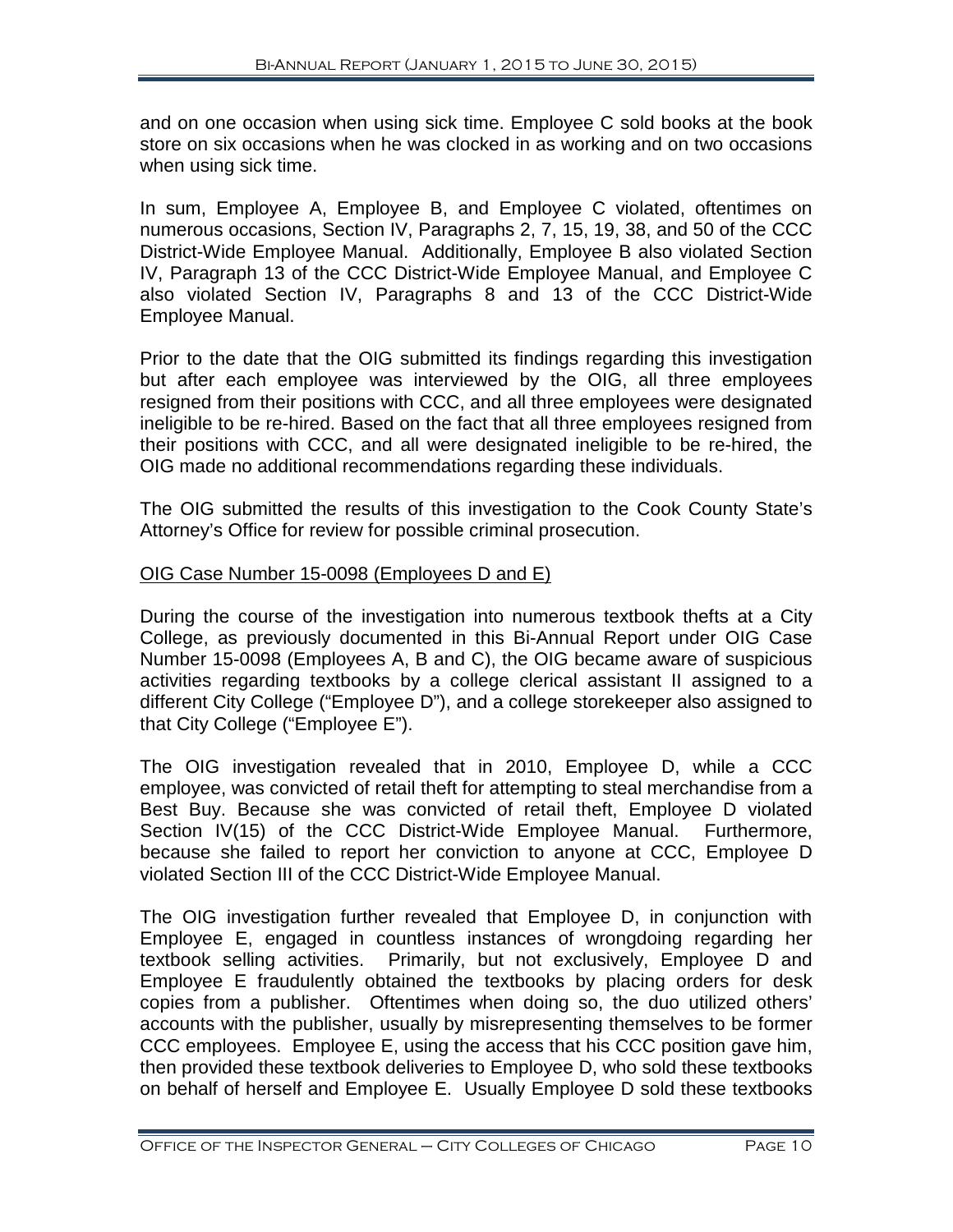and on one occasion when using sick time. Employee C sold books at the book store on six occasions when he was clocked in as working and on two occasions when using sick time.

In sum, Employee A, Employee B, and Employee C violated, oftentimes on numerous occasions, Section IV, Paragraphs 2, 7, 15, 19, 38, and 50 of the CCC District-Wide Employee Manual. Additionally, Employee B also violated Section IV, Paragraph 13 of the CCC District-Wide Employee Manual, and Employee C also violated Section IV, Paragraphs 8 and 13 of the CCC District-Wide Employee Manual.

Prior to the date that the OIG submitted its findings regarding this investigation but after each employee was interviewed by the OIG, all three employees resigned from their positions with CCC, and all three employees were designated ineligible to be re-hired. Based on the fact that all three employees resigned from their positions with CCC, and all were designated ineligible to be re-hired, the OIG made no additional recommendations regarding these individuals.

The OIG submitted the results of this investigation to the Cook County State's Attorney's Office for review for possible criminal prosecution.

<u>OIG Case Number 15-0098 (Employees D and E)</u>

During the course of the investigation into numerous textbook thefts at a City College, as previously documented in this Bi-Annual Report under OIG Case Number 15-0098 (Employees A, B and C), the OIG became aware of suspicious activities regarding textbooks by a college clerical assistant II assigned to a different City College ("Employee D"), and a college storekeeper also assigned to that City College ("Employee E").

The OIG investigation revealed that in 2010, Employee D, while a CCC employee, was convicted of retail theft for attempting to steal merchandise from a Best Buy. Because she was convicted of retail theft, Employee D violated Section IV(15) of the CCC District-Wide Employee Manual. Furthermore, because she failed to report her conviction to anyone at CCC, Employee D violated Section III of the CCC District-Wide Employee Manual.

The OIG investigation further revealed that Employee D, in conjunction with Employee E, engaged in countless instances of wrongdoing regarding her textbook selling activities. Primarily, but not exclusively, Employee D and Employee E fraudulently obtained the textbooks by placing orders for desk copies from a publisher. Oftentimes when doing so, the duo utilized others' accounts with the publisher, usually by misrepresenting themselves to be former CCC employees. Employee E, using the access that his CCC position gave him, then provided these textbook deliveries to Employee D, who sold these textbooks on behalf of herself and Employee E. Usually Employee D sold these textbooks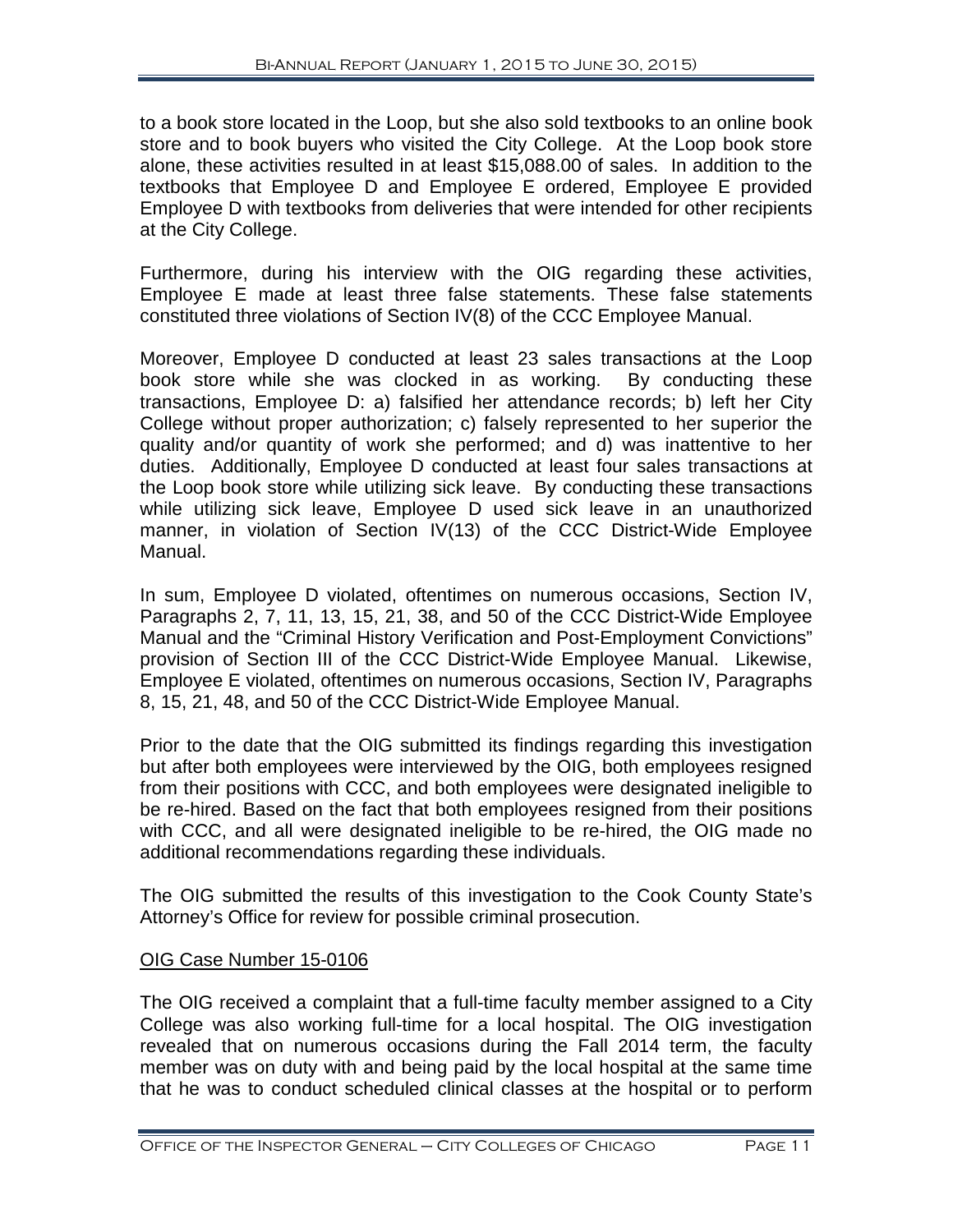to a book store located in the Loop, but she also sold textbooks to an online book store and to book buyers who visited the City College. At the Loop book store alone, these activities resulted in at least $15,088.00 of sales. In addition to the textbooks that Employee D and Employee E ordered, Employee E provided Employee D with textbooks from deliveries that were intended for other recipients at the City College.

Furthermore, during his interview with the OIG regarding these activities, Employee E made at least three false statements. These false statements constituted three violations of Section IV(8) of the CCC Employee Manual.

Moreover, Employee D conducted at least 23 sales transactions at the Loop book store while she was clocked in as working. By conducting these transactions, Employee D: a) falsified her attendance records; b) left her City College without proper authorization; c) falsely represented to her superior the quality and/or quantity of work she performed; and d) was inattentive to her duties. Additionally, Employee D conducted at least four sales transactions at the Loop book store while utilizing sick leave. By conducting these transactions while utilizing sick leave, Employee D used sick leave in an unauthorized manner, in violation of Section IV(13) of the CCC District-Wide Employee Manual.

In sum, Employee D violated, oftentimes on numerous occasions, Section IV, Paragraphs 2, 7, 11, 13, 15, 21, 38, and 50 of the CCC District-Wide Employee Manual and the "Criminal History Verification and Post-Employment Convictions" provision of Section III of the CCC District-Wide Employee Manual. Likewise, Employee E violated, oftentimes on numerous occasions, Section IV, Paragraphs 8, 15, 21, 48, and 50 of the CCC District-Wide Employee Manual.

Prior to the date that the OIG submitted its findings regarding this investigation but after both employees were interviewed by the OIG, both employees resigned from their positions with CCC, and both employees were designated ineligible to be re-hired. Based on the fact that both employees resigned from their positions with CCC, and all were designated ineligible to be re-hired, the OIG made no additional recommendations regarding these individuals.

The OIG submitted the results of this investigation to the Cook County State's Attorney's Office for review for possible criminal prosecution.

OIG Case Number 15-0106

The OIG received a complaint that a full-time faculty member assigned to a City College was also working full-time for a local hospital. The OIG investigation revealed that on numerous occasions during the Fall 2014 term, the faculty member was on duty with and being paid by the local hospital at the same time that he was to conduct scheduled clinical classes at the hospital or to perform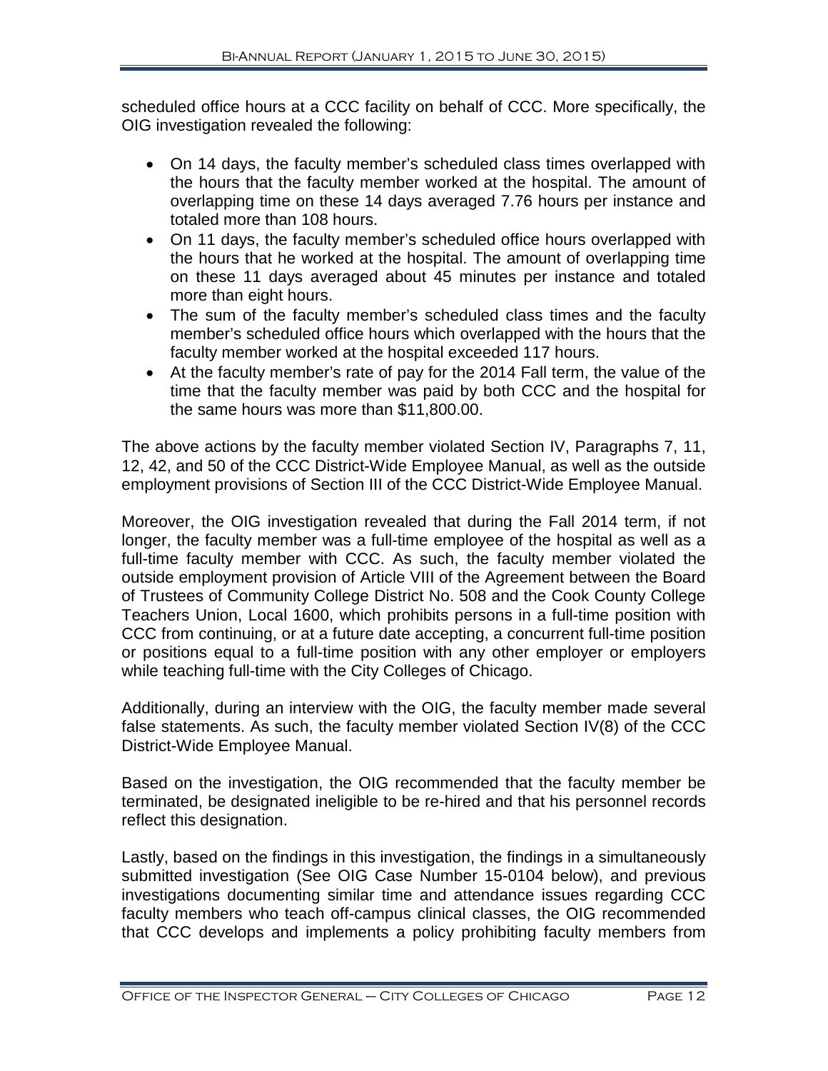scheduled office hours at a CCC facility on behalf of CCC. More specifically, the OIG investigation revealed the following:

- On 14 days, the faculty member's scheduled class times overlapped with the hours that the faculty member worked at the hospital. The amount of overlapping time on these 14 days averaged 7.76 hours per instance and totaled more than 108 hours.
- On 11 days, the faculty member's scheduled office hours overlapped with the hours that he worked at the hospital. The amount of overlapping time on these 11 days averaged about 45 minutes per instance and totaled more than eight hours.
- The sum of the faculty member's scheduled class times and the faculty member's scheduled office hours which overlapped with the hours that the faculty member worked at the hospital exceeded 117 hours.
- At the faculty member's rate of pay for the 2014 Fall term, the value of the time that the faculty member was paid by both CCC and the hospital for the same hours was more than $11,800.00.

The above actions by the faculty member violated Section IV, Paragraphs 7, 11, 12, 42, and 50 of the CCC District-Wide Employee Manual, as well as the outside employment provisions of Section III of the CCC District-Wide Employee Manual.

Moreover, the OIG investigation revealed that during the Fall 2014 term, if not longer, the faculty member was a full-time employee of the hospital as well as a full-time faculty member with CCC. As such, the faculty member violated the outside employment provision of Article VIII of the Agreement between the Board of Trustees of Community College District No. 508 and the Cook County College Teachers Union, Local 1600, which prohibits persons in a full-time position with CCC from continuing, or at a future date accepting, a concurrent full-time position or positions equal to a full-time position with any other employer or employers while teaching full-time with the City Colleges of Chicago.

Additionally, during an interview with the OIG, the faculty member made several false statements. As such, the faculty member violated Section IV(8) of the CCC District-Wide Employee Manual.

Based on the investigation, the OIG recommended that the faculty member be terminated, be designated ineligible to be re-hired and that his personnel records reflect this designation.

Lastly, based on the findings in this investigation, the findings in a simultaneously submitted investigation (See OIG Case Number 15-0104 below), and previous investigations documenting similar time and attendance issues regarding CCC faculty members who teach off-campus clinical classes, the OIG recommended that CCC develops and implements a policy prohibiting faculty members from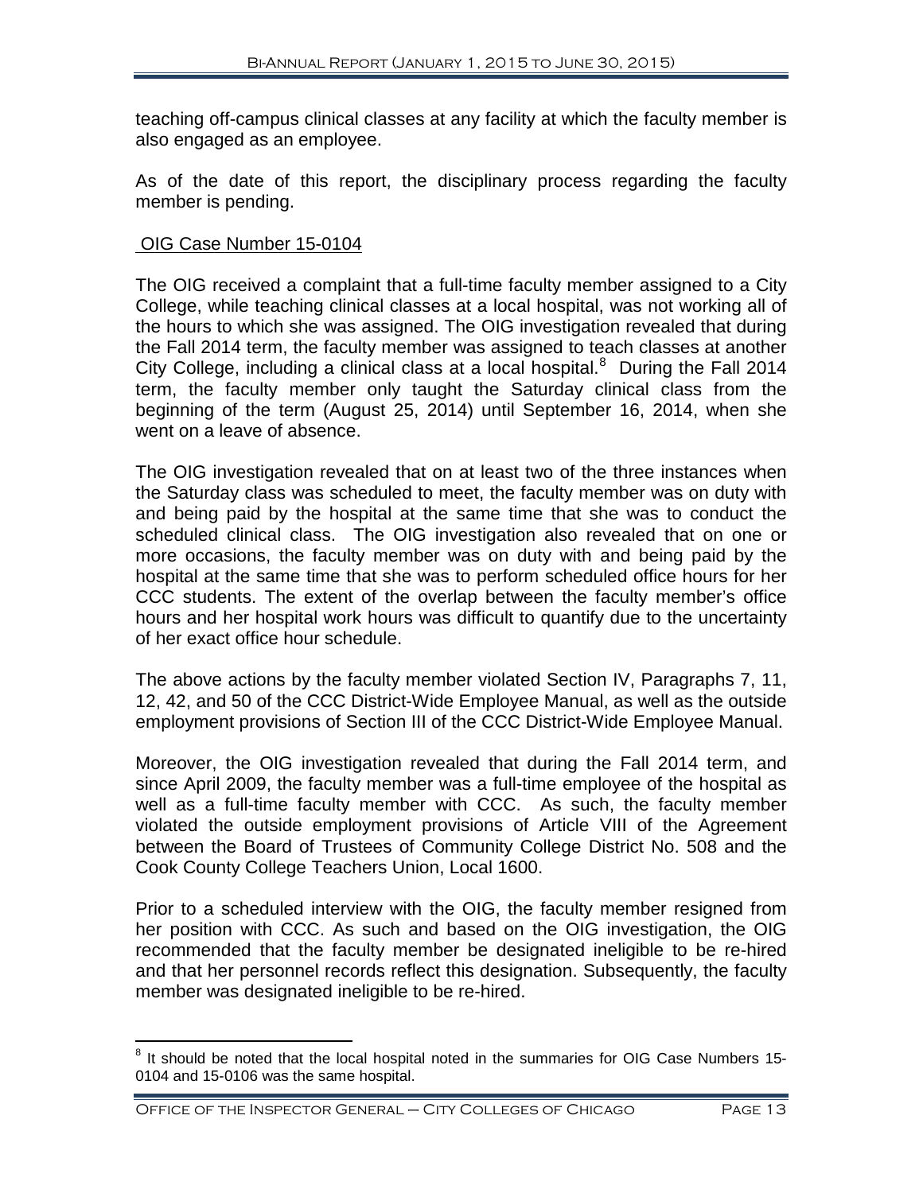teaching off-campus clinical classes at any facility at which the faculty member is also engaged as an employee.

As of the date of this report, the disciplinary process regarding the faculty member is pending.

OIG Case Number 15-0104

The OIG received a complaint that a full-time faculty member assigned to a City College, while teaching clinical classes at a local hospital, was not working all of the hours to which she was assigned. The OIG investigation revealed that during the Fall 2014 term, the faculty member was assigned to teach classes at another City College, including a clinical class at a local hospital.[8] During the Fall 2014 term, the faculty member only taught the Saturday clinical class from the beginning of the term (August 25, 2014) until September 16, 2014, when she went on a leave of absence.

The OIG investigation revealed that on at least two of the three instances when the Saturday class was scheduled to meet, the faculty member was on duty with and being paid by the hospital at the same time that she was to conduct the scheduled clinical class. The OIG investigation also revealed that on one or more occasions, the faculty member was on duty with and being paid by the hospital at the same time that she was to perform scheduled office hours for her CCC students. The extent of the overlap between the faculty member's office hours and her hospital work hours was difficult to quantify due to the uncertainty of her exact office hour schedule.

The above actions by the faculty member violated Section IV, Paragraphs 7, 11, 12, 42, and 50 of the CCC District-Wide Employee Manual, as well as the outside employment provisions of Section III of the CCC District-Wide Employee Manual.

Moreover, the OIG investigation revealed that during the Fall 2014 term, and since April 2009, the faculty member was a full-time employee of the hospital as well as a full-time faculty member with CCC. As such, the faculty member violated the outside employment provisions of Article VIII of the Agreement between the Board of Trustees of Community College District No. 508 and the Cook County College Teachers Union, Local 1600.

Prior to a scheduled interview with the OIG, the faculty member resigned from her position with CCC. As such and based on the OIG investigation, the OIG recommended that the faculty member be designated ineligible to be re-hired and that her personnel records reflect this designation. Subsequently, the faculty member was designated ineligible to be re-hired.

[8] It should be noted that the local hospital noted in the summaries for OIG Case Numbers 15-0104 and 15-0106 was the same hospital.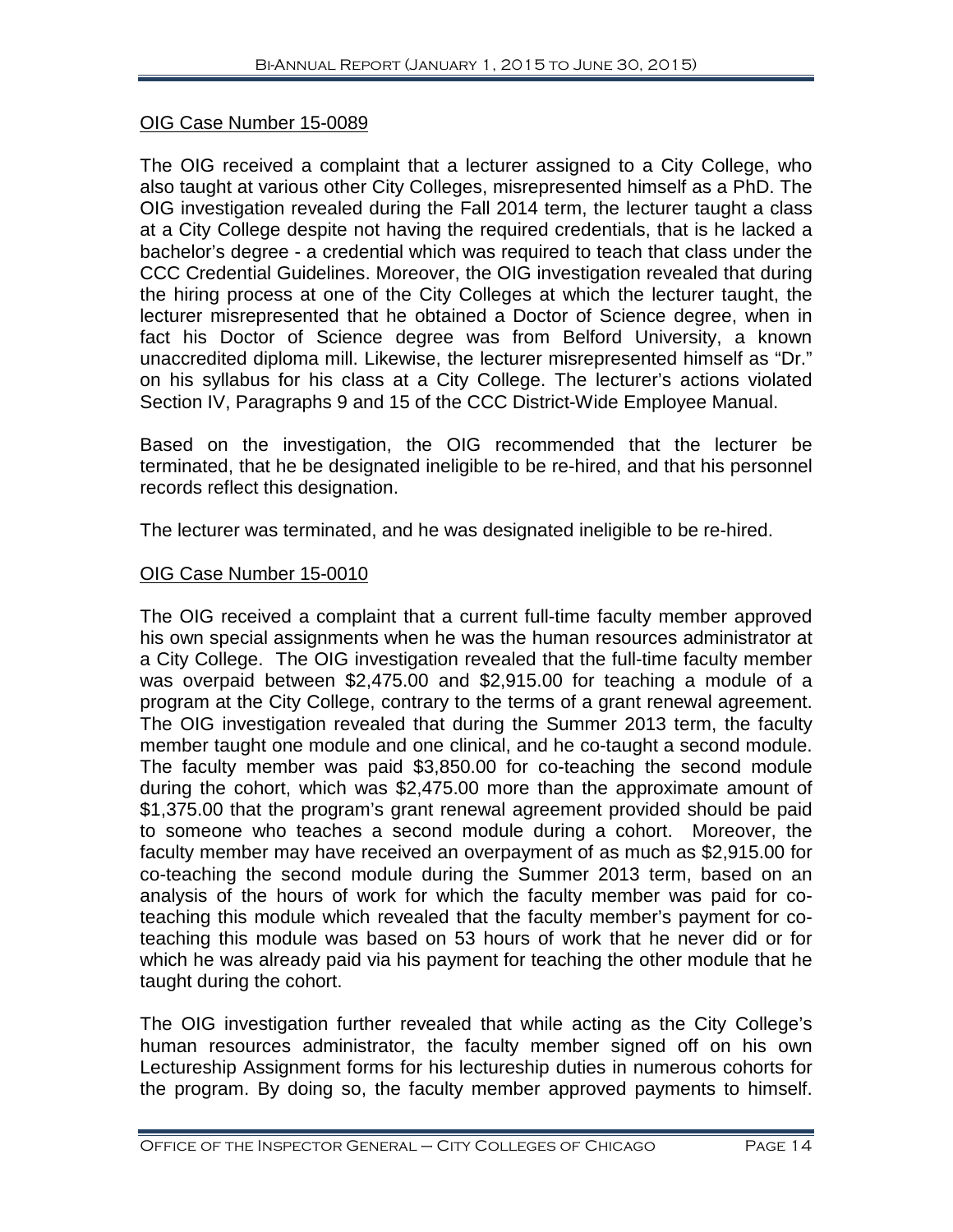OIG Case Number 15-0089

The OIG received a complaint that a lecturer assigned to a City College, who also taught at various other City Colleges, misrepresented himself as a PhD. The OIG investigation revealed during the Fall 2014 term, the lecturer taught a class at a City College despite not having the required credentials, that is he lacked a bachelor's degree - a credential which was required to teach that class under the CCC Credential Guidelines. Moreover, the OIG investigation revealed that during the hiring process at one of the City Colleges at which the lecturer taught, the lecturer misrepresented that he obtained a Doctor of Science degree, when in fact his Doctor of Science degree was from Belford University, a known unaccredited diploma mill. Likewise, the lecturer misrepresented himself as "Dr." on his syllabus for his class at a City College. The lecturer's actions violated Section IV, Paragraphs 9 and 15 of the CCC District-Wide Employee Manual.

Based on the investigation, the OIG recommended that the lecturer be terminated, that he be designated ineligible to be re-hired, and that his personnel records reflect this designation.

The lecturer was terminated, and he was designated ineligible to be re-hired.

OIG Case Number 15-0010

The OIG received a complaint that a current full-time faculty member approved his own special assignments when he was the human resources administrator at a City College. The OIG investigation revealed that the full-time faculty member was overpaid between $2,475.00 and $2,915.00 for teaching a module of a program at the City College, contrary to the terms of a grant renewal agreement. The OIG investigation revealed that during the Summer 2013 term, the faculty member taught one module and one clinical, and he co-taught a second module. The faculty member was paid $3,850.00 for co-teaching the second module during the cohort, which was $2,475.00 more than the approximate amount of $1,375.00 that the program's grant renewal agreement provided should be paid to someone who teaches a second module during a cohort. Moreover, the faculty member may have received an overpayment of as much as $2,915.00 for co-teaching the second module during the Summer 2013 term, based on an analysis of the hours of work for which the faculty member was paid for co-teaching this module which revealed that the faculty member's payment for co-teaching this module was based on 53 hours of work that he never did or for which he was already paid via his payment for teaching the other module that he taught during the cohort.

The OIG investigation further revealed that while acting as the City College's human resources administrator, the faculty member signed off on his own Lectureship Assignment forms for his lectureship duties in numerous cohorts for the program. By doing so, the faculty member approved payments to himself.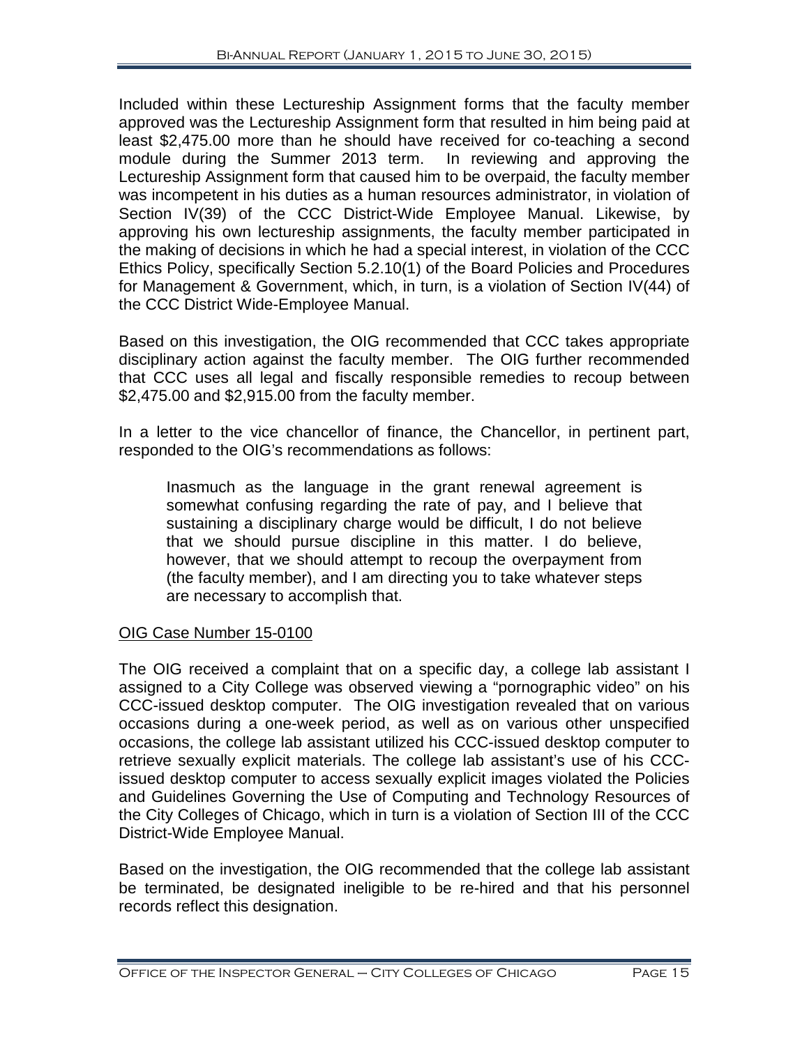Included within these Lectureship Assignment forms that the faculty member approved was the Lectureship Assignment form that resulted in him being paid at least $2,475.00 more than he should have received for co-teaching a second module during the Summer 2013 term. In reviewing and approving the Lectureship Assignment form that caused him to be overpaid, the faculty member was incompetent in his duties as a human resources administrator, in violation of Section IV(39) of the CCC District-Wide Employee Manual. Likewise, by approving his own lectureship assignments, the faculty member participated in the making of decisions in which he had a special interest, in violation of the CCC Ethics Policy, specifically Section 5.2.10(1) of the Board Policies and Procedures for Management & Government, which, in turn, is a violation of Section IV(44) of the CCC District Wide-Employee Manual.

Based on this investigation, the OIG recommended that CCC takes appropriate disciplinary action against the faculty member. The OIG further recommended that CCC uses all legal and fiscally responsible remedies to recoup between $2,475.00 and $2,915.00 from the faculty member.

In a letter to the vice chancellor of finance, the Chancellor, in pertinent part, responded to the OIG's recommendations as follows:

> Inasmuch as the language in the grant renewal agreement is somewhat confusing regarding the rate of pay, and I believe that sustaining a disciplinary charge would be difficult, I do not believe that we should pursue discipline in this matter. I do believe, however, that we should attempt to recoup the overpayment from (the faculty member), and I am directing you to take whatever steps are necessary to accomplish that.

<u>OIG Case Number 15-0100</u>

The OIG received a complaint that on a specific day, a college lab assistant I assigned to a City College was observed viewing a "pornographic video" on his CCC-issued desktop computer. The OIG investigation revealed that on various occasions during a one-week period, as well as on various other unspecified occasions, the college lab assistant utilized his CCC-issued desktop computer to retrieve sexually explicit materials. The college lab assistant's use of his CCC-issued desktop computer to access sexually explicit images violated the Policies and Guidelines Governing the Use of Computing and Technology Resources of the City Colleges of Chicago, which in turn is a violation of Section III of the CCC District-Wide Employee Manual.

Based on the investigation, the OIG recommended that the college lab assistant be terminated, be designated ineligible to be re-hired and that his personnel records reflect this designation.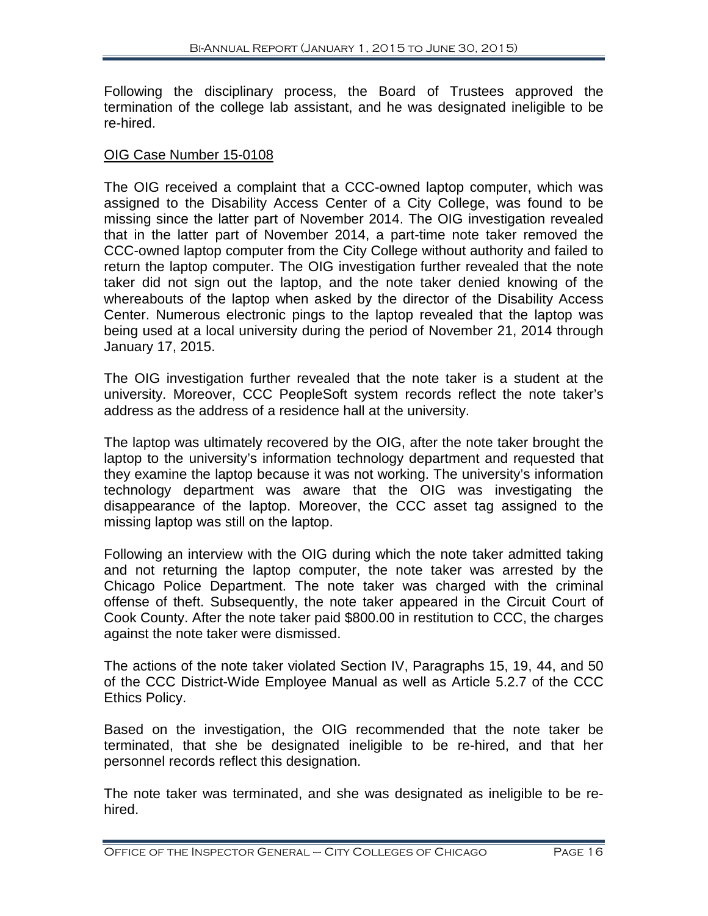Following the disciplinary process, the Board of Trustees approved the termination of the college lab assistant, and he was designated ineligible to be re-hired.

OIG Case Number 15-0108

The OIG received a complaint that a CCC-owned laptop computer, which was assigned to the Disability Access Center of a City College, was found to be missing since the latter part of November 2014. The OIG investigation revealed that in the latter part of November 2014, a part-time note taker removed the CCC-owned laptop computer from the City College without authority and failed to return the laptop computer. The OIG investigation further revealed that the note taker did not sign out the laptop, and the note taker denied knowing of the whereabouts of the laptop when asked by the director of the Disability Access Center. Numerous electronic pings to the laptop revealed that the laptop was being used at a local university during the period of November 21, 2014 through January 17, 2015.

The OIG investigation further revealed that the note taker is a student at the university. Moreover, CCC PeopleSoft system records reflect the note taker's address as the address of a residence hall at the university.

The laptop was ultimately recovered by the OIG, after the note taker brought the laptop to the university's information technology department and requested that they examine the laptop because it was not working. The university's information technology department was aware that the OIG was investigating the disappearance of the laptop. Moreover, the CCC asset tag assigned to the missing laptop was still on the laptop.

Following an interview with the OIG during which the note taker admitted taking and not returning the laptop computer, the note taker was arrested by the Chicago Police Department. The note taker was charged with the criminal offense of theft. Subsequently, the note taker appeared in the Circuit Court of Cook County. After the note taker paid $800.00 in restitution to CCC, the charges against the note taker were dismissed.

The actions of the note taker violated Section IV, Paragraphs 15, 19, 44, and 50 of the CCC District-Wide Employee Manual as well as Article 5.2.7 of the CCC Ethics Policy.

Based on the investigation, the OIG recommended that the note taker be terminated, that she be designated ineligible to be re-hired, and that her personnel records reflect this designation.

The note taker was terminated, and she was designated as ineligible to be re-hired.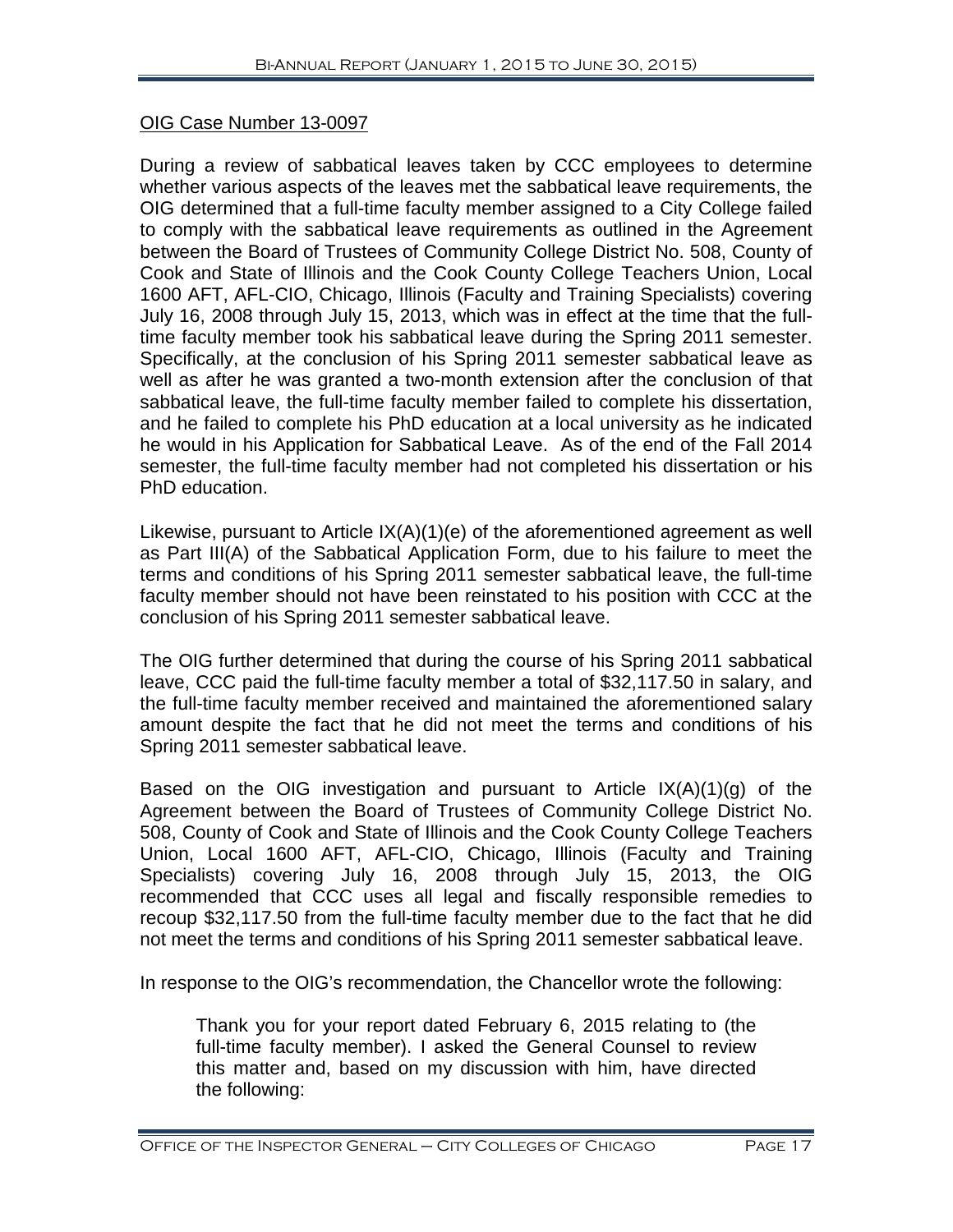OIG Case Number 13-0097

During a review of sabbatical leaves taken by CCC employees to determine whether various aspects of the leaves met the sabbatical leave requirements, the OIG determined that a full-time faculty member assigned to a City College failed to comply with the sabbatical leave requirements as outlined in the Agreement between the Board of Trustees of Community College District No. 508, County of Cook and State of Illinois and the Cook County College Teachers Union, Local 1600 AFT, AFL-CIO, Chicago, Illinois (Faculty and Training Specialists) covering July 16, 2008 through July 15, 2013, which was in effect at the time that the full-time faculty member took his sabbatical leave during the Spring 2011 semester. Specifically, at the conclusion of his Spring 2011 semester sabbatical leave as well as after he was granted a two-month extension after the conclusion of that sabbatical leave, the full-time faculty member failed to complete his dissertation, and he failed to complete his PhD education at a local university as he indicated he would in his Application for Sabbatical Leave. As of the end of the Fall 2014 semester, the full-time faculty member had not completed his dissertation or his PhD education.

Likewise, pursuant to Article IX(A)(1)(e) of the aforementioned agreement as well as Part III(A) of the Sabbatical Application Form, due to his failure to meet the terms and conditions of his Spring 2011 semester sabbatical leave, the full-time faculty member should not have been reinstated to his position with CCC at the conclusion of his Spring 2011 semester sabbatical leave.

The OIG further determined that during the course of his Spring 2011 sabbatical leave, CCC paid the full-time faculty member a total of $32,117.50 in salary, and the full-time faculty member received and maintained the aforementioned salary amount despite the fact that he did not meet the terms and conditions of his Spring 2011 semester sabbatical leave.

Based on the OIG investigation and pursuant to Article IX(A)(1)(g) of the Agreement between the Board of Trustees of Community College District No. 508, County of Cook and State of Illinois and the Cook County College Teachers Union, Local 1600 AFT, AFL-CIO, Chicago, Illinois (Faculty and Training Specialists) covering July 16, 2008 through July 15, 2013, the OIG recommended that CCC uses all legal and fiscally responsible remedies to recoup $32,117.50 from the full-time faculty member due to the fact that he did not meet the terms and conditions of his Spring 2011 semester sabbatical leave.

In response to the OIG's recommendation, the Chancellor wrote the following:

> Thank you for your report dated February 6, 2015 relating to (the full-time faculty member). I asked the General Counsel to review this matter and, based on my discussion with him, have directed the following: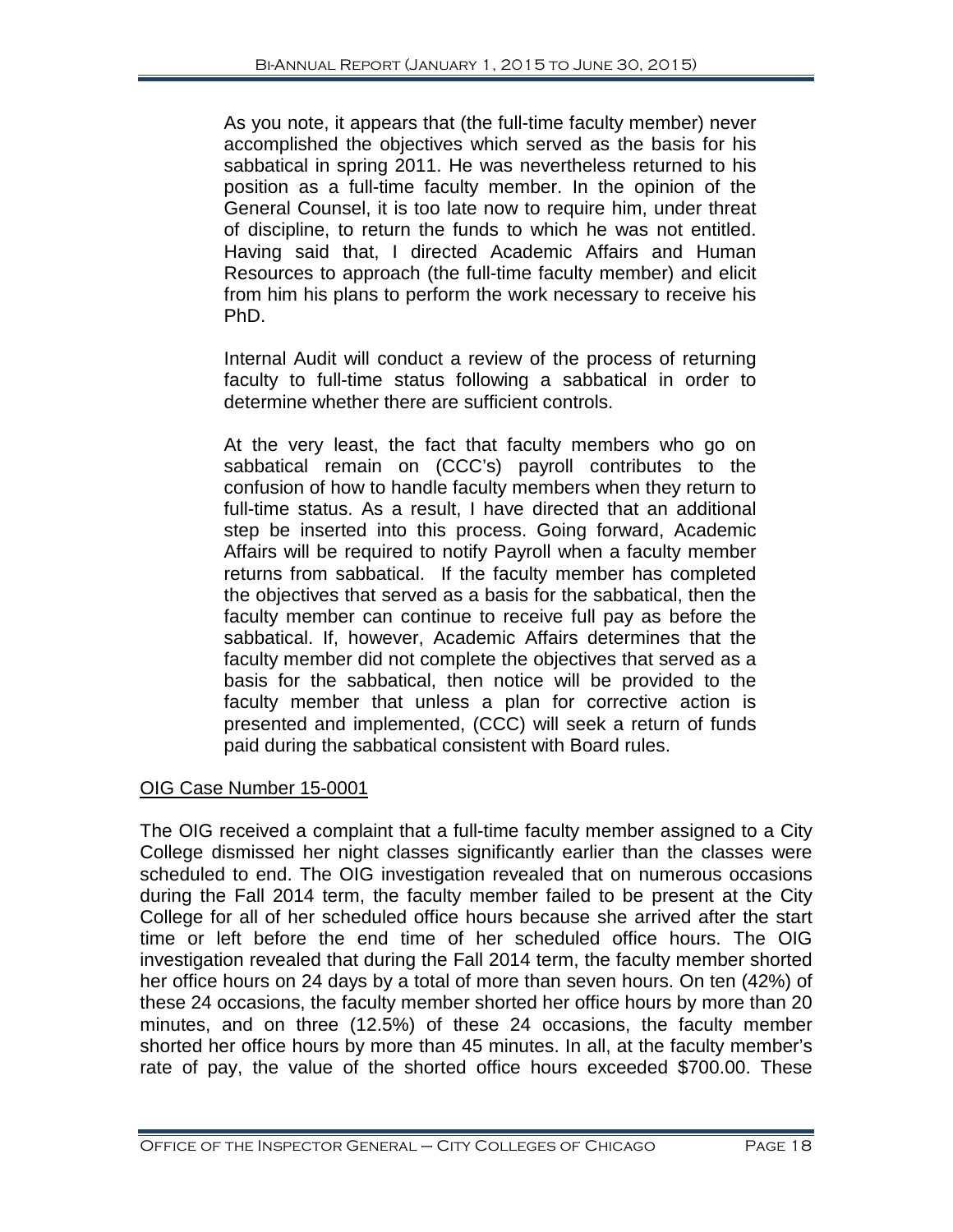> As you note, it appears that (the full-time faculty member) never accomplished the objectives which served as the basis for his sabbatical in spring 2011. He was nevertheless returned to his position as a full-time faculty member. In the opinion of the General Counsel, it is too late now to require him, under threat of discipline, to return the funds to which he was not entitled. Having said that, I directed Academic Affairs and Human Resources to approach (the full-time faculty member) and elicit from him his plans to perform the work necessary to receive his PhD.
>
> Internal Audit will conduct a review of the process of returning faculty to full-time status following a sabbatical in order to determine whether there are sufficient controls.
>
> At the very least, the fact that faculty members who go on sabbatical remain on (CCC's) payroll contributes to the confusion of how to handle faculty members when they return to full-time status. As a result, I have directed that an additional step be inserted into this process. Going forward, Academic Affairs will be required to notify Payroll when a faculty member returns from sabbatical. If the faculty member has completed the objectives that served as a basis for the sabbatical, then the faculty member can continue to receive full pay as before the sabbatical. If, however, Academic Affairs determines that the faculty member did not complete the objectives that served as a basis for the sabbatical, then notice will be provided to the faculty member that unless a plan for corrective action is presented and implemented, (CCC) will seek a return of funds paid during the sabbatical consistent with Board rules.

<u>OIG Case Number 15-0001</u>

The OIG received a complaint that a full-time faculty member assigned to a City College dismissed her night classes significantly earlier than the classes were scheduled to end. The OIG investigation revealed that on numerous occasions during the Fall 2014 term, the faculty member failed to be present at the City College for all of her scheduled office hours because she arrived after the start time or left before the end time of her scheduled office hours. The OIG investigation revealed that during the Fall 2014 term, the faculty member shorted her office hours on 24 days by a total of more than seven hours. On ten (42%) of these 24 occasions, the faculty member shorted her office hours by more than 20 minutes, and on three (12.5%) of these 24 occasions, the faculty member shorted her office hours by more than 45 minutes. In all, at the faculty member's rate of pay, the value of the shorted office hours exceeded $700.00. These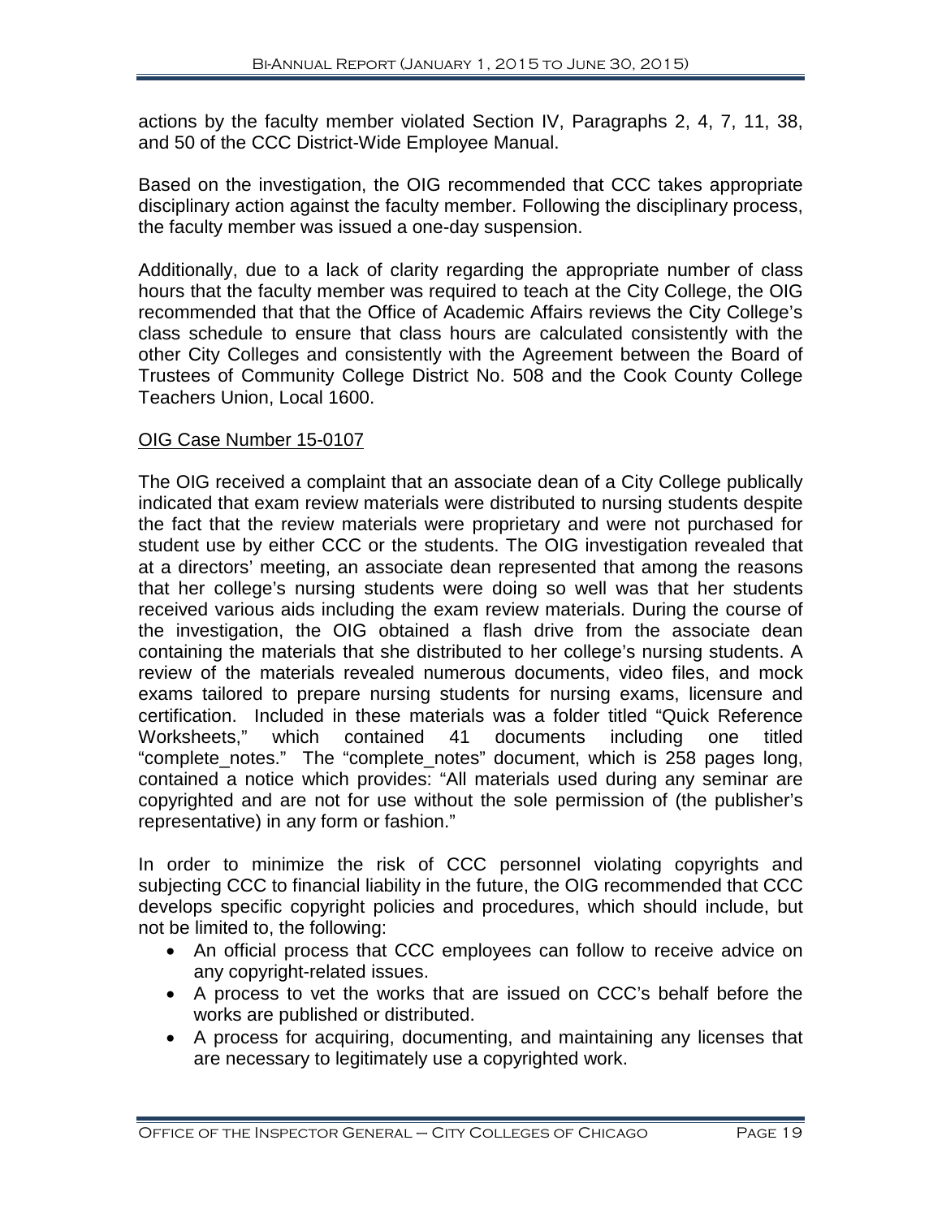actions by the faculty member violated Section IV, Paragraphs 2, 4, 7, 11, 38, and 50 of the CCC District-Wide Employee Manual.

Based on the investigation, the OIG recommended that CCC takes appropriate disciplinary action against the faculty member. Following the disciplinary process, the faculty member was issued a one-day suspension.

Additionally, due to a lack of clarity regarding the appropriate number of class hours that the faculty member was required to teach at the City College, the OIG recommended that that the Office of Academic Affairs reviews the City College's class schedule to ensure that class hours are calculated consistently with the other City Colleges and consistently with the Agreement between the Board of Trustees of Community College District No. 508 and the Cook County College Teachers Union, Local 1600.

<u>OIG Case Number 15-0107</u>

The OIG received a complaint that an associate dean of a City College publically indicated that exam review materials were distributed to nursing students despite the fact that the review materials were proprietary and were not purchased for student use by either CCC or the students. The OIG investigation revealed that at a directors' meeting, an associate dean represented that among the reasons that her college's nursing students were doing so well was that her students received various aids including the exam review materials. During the course of the investigation, the OIG obtained a flash drive from the associate dean containing the materials that she distributed to her college's nursing students. A review of the materials revealed numerous documents, video files, and mock exams tailored to prepare nursing students for nursing exams, licensure and certification. Included in these materials was a folder titled "Quick Reference Worksheets," which contained 41 documents including one titled "complete_notes." The "complete_notes" document, which is 258 pages long, contained a notice which provides: "All materials used during any seminar are copyrighted and are not for use without the sole permission of (the publisher's representative) in any form or fashion."

In order to minimize the risk of CCC personnel violating copyrights and subjecting CCC to financial liability in the future, the OIG recommended that CCC develops specific copyright policies and procedures, which should include, but not be limited to, the following:

- An official process that CCC employees can follow to receive advice on any copyright-related issues.
- A process to vet the works that are issued on CCC's behalf before the works are published or distributed.
- A process for acquiring, documenting, and maintaining any licenses that are necessary to legitimately use a copyrighted work.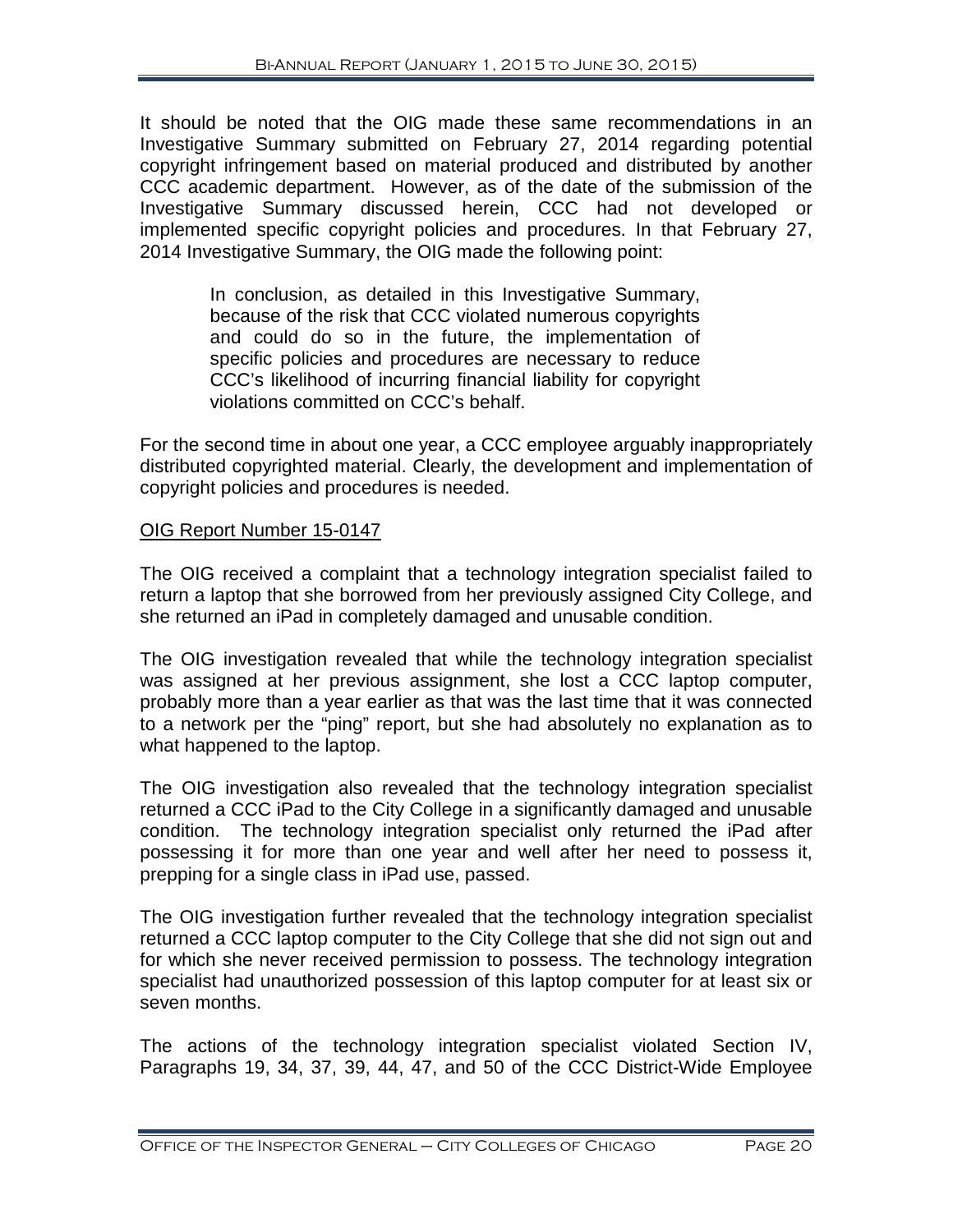It should be noted that the OIG made these same recommendations in an Investigative Summary submitted on February 27, 2014 regarding potential copyright infringement based on material produced and distributed by another CCC academic department. However, as of the date of the submission of the Investigative Summary discussed herein, CCC had not developed or implemented specific copyright policies and procedures. In that February 27, 2014 Investigative Summary, the OIG made the following point:

> In conclusion, as detailed in this Investigative Summary, because of the risk that CCC violated numerous copyrights and could do so in the future, the implementation of specific policies and procedures are necessary to reduce CCC's likelihood of incurring financial liability for copyright violations committed on CCC's behalf.

For the second time in about one year, a CCC employee arguably inappropriately distributed copyrighted material. Clearly, the development and implementation of copyright policies and procedures is needed.

<u>OIG Report Number 15-0147</u>

The OIG received a complaint that a technology integration specialist failed to return a laptop that she borrowed from her previously assigned City College, and she returned an iPad in completely damaged and unusable condition.

The OIG investigation revealed that while the technology integration specialist was assigned at her previous assignment, she lost a CCC laptop computer, probably more than a year earlier as that was the last time that it was connected to a network per the "ping" report, but she had absolutely no explanation as to what happened to the laptop.

The OIG investigation also revealed that the technology integration specialist returned a CCC iPad to the City College in a significantly damaged and unusable condition. The technology integration specialist only returned the iPad after possessing it for more than one year and well after her need to possess it, prepping for a single class in iPad use, passed.

The OIG investigation further revealed that the technology integration specialist returned a CCC laptop computer to the City College that she did not sign out and for which she never received permission to possess. The technology integration specialist had unauthorized possession of this laptop computer for at least six or seven months.

The actions of the technology integration specialist violated Section IV, Paragraphs 19, 34, 37, 39, 44, 47, and 50 of the CCC District-Wide Employee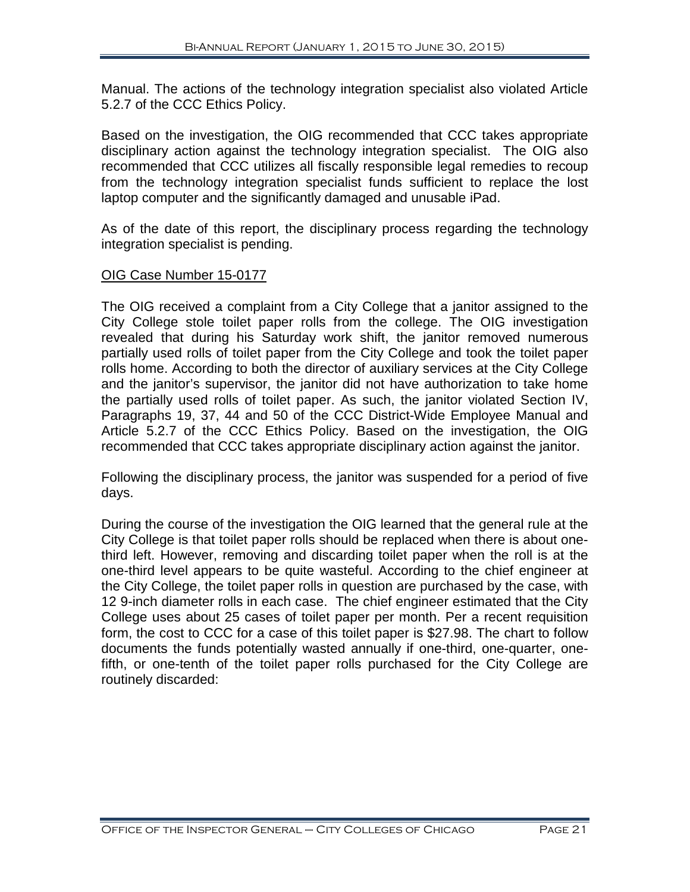Manual. The actions of the technology integration specialist also violated Article 5.2.7 of the CCC Ethics Policy.

Based on the investigation, the OIG recommended that CCC takes appropriate disciplinary action against the technology integration specialist. The OIG also recommended that CCC utilizes all fiscally responsible legal remedies to recoup from the technology integration specialist funds sufficient to replace the lost laptop computer and the significantly damaged and unusable iPad.

As of the date of this report, the disciplinary process regarding the technology integration specialist is pending.

OIG Case Number 15-0177

The OIG received a complaint from a City College that a janitor assigned to the City College stole toilet paper rolls from the college. The OIG investigation revealed that during his Saturday work shift, the janitor removed numerous partially used rolls of toilet paper from the City College and took the toilet paper rolls home. According to both the director of auxiliary services at the City College and the janitor's supervisor, the janitor did not have authorization to take home the partially used rolls of toilet paper. As such, the janitor violated Section IV, Paragraphs 19, 37, 44 and 50 of the CCC District-Wide Employee Manual and Article 5.2.7 of the CCC Ethics Policy. Based on the investigation, the OIG recommended that CCC takes appropriate disciplinary action against the janitor.

Following the disciplinary process, the janitor was suspended for a period of five days.

During the course of the investigation the OIG learned that the general rule at the City College is that toilet paper rolls should be replaced when there is about one-third left. However, removing and discarding toilet paper when the roll is at the one-third level appears to be quite wasteful. According to the chief engineer at the City College, the toilet paper rolls in question are purchased by the case, with 12 9-inch diameter rolls in each case. The chief engineer estimated that the City College uses about 25 cases of toilet paper per month. Per a recent requisition form, the cost to CCC for a case of this toilet paper is $27.98. The chart to follow documents the funds potentially wasted annually if one-third, one-quarter, one-fifth, or one-tenth of the toilet paper rolls purchased for the City College are routinely discarded: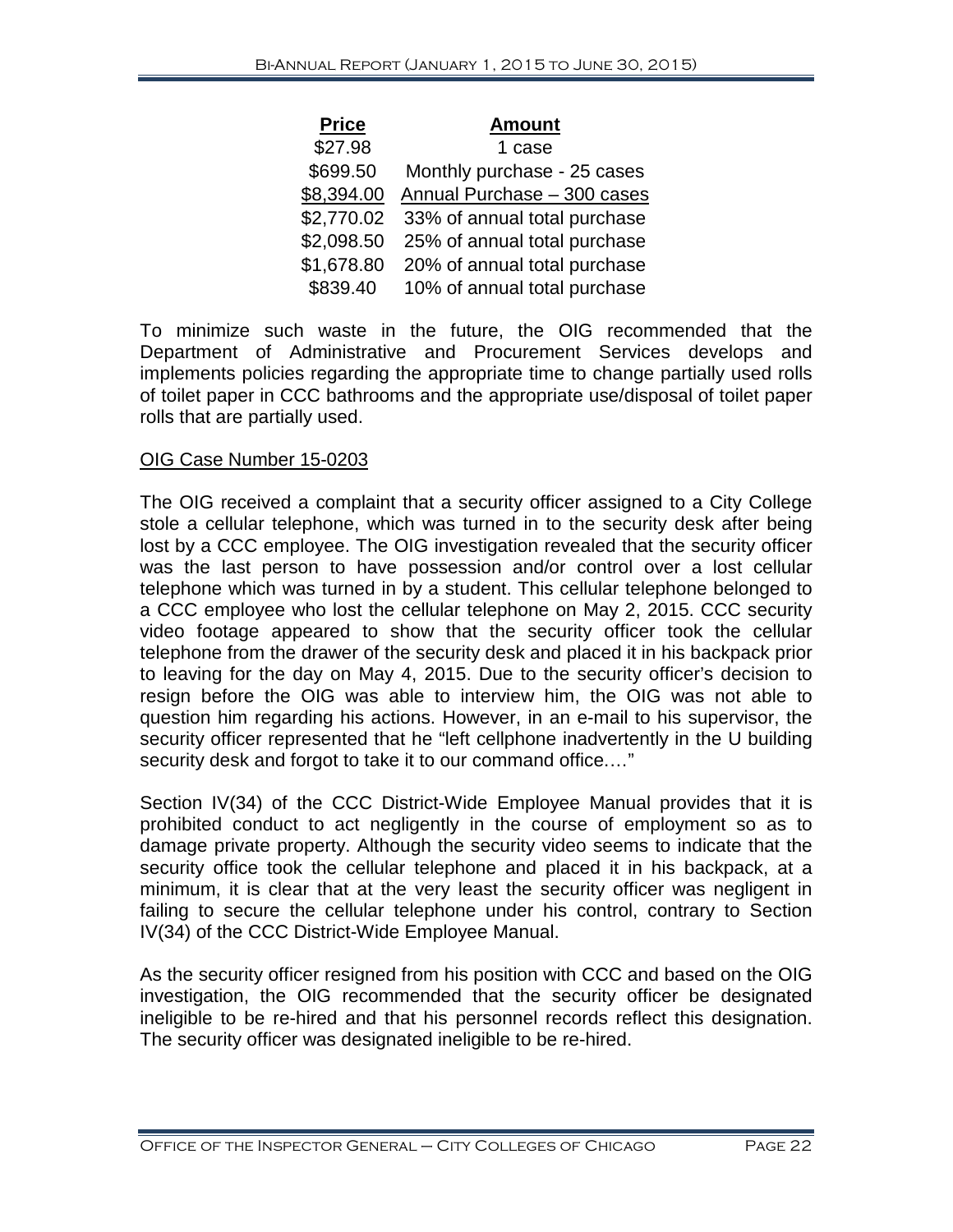| Price | Amount |
|---|---|
| $27.98 | 1 case |
| $699.50 | Monthly purchase - 25 cases |
| $8,394.00 | Annual Purchase – 300 cases |
| $2,770.02 | 33% of annual total purchase |
| $2,098.50 | 25% of annual total purchase |
| $1,678.80 | 20% of annual total purchase |
| $839.40 | 10% of annual total purchase |

To minimize such waste in the future, the OIG recommended that the Department of Administrative and Procurement Services develops and implements policies regarding the appropriate time to change partially used rolls of toilet paper in CCC bathrooms and the appropriate use/disposal of toilet paper rolls that are partially used.

<u>OIG Case Number 15-0203</u>

The OIG received a complaint that a security officer assigned to a City College stole a cellular telephone, which was turned in to the security desk after being lost by a CCC employee. The OIG investigation revealed that the security officer was the last person to have possession and/or control over a lost cellular telephone which was turned in by a student. This cellular telephone belonged to a CCC employee who lost the cellular telephone on May 2, 2015. CCC security video footage appeared to show that the security officer took the cellular telephone from the drawer of the security desk and placed it in his backpack prior to leaving for the day on May 4, 2015. Due to the security officer's decision to resign before the OIG was able to interview him, the OIG was not able to question him regarding his actions. However, in an e-mail to his supervisor, the security officer represented that he "left cellphone inadvertently in the U building security desk and forgot to take it to our command office…."

Section IV(34) of the CCC District-Wide Employee Manual provides that it is prohibited conduct to act negligently in the course of employment so as to damage private property. Although the security video seems to indicate that the security office took the cellular telephone and placed it in his backpack, at a minimum, it is clear that at the very least the security officer was negligent in failing to secure the cellular telephone under his control, contrary to Section IV(34) of the CCC District-Wide Employee Manual.

As the security officer resigned from his position with CCC and based on the OIG investigation, the OIG recommended that the security officer be designated ineligible to be re-hired and that his personnel records reflect this designation. The security officer was designated ineligible to be re-hired.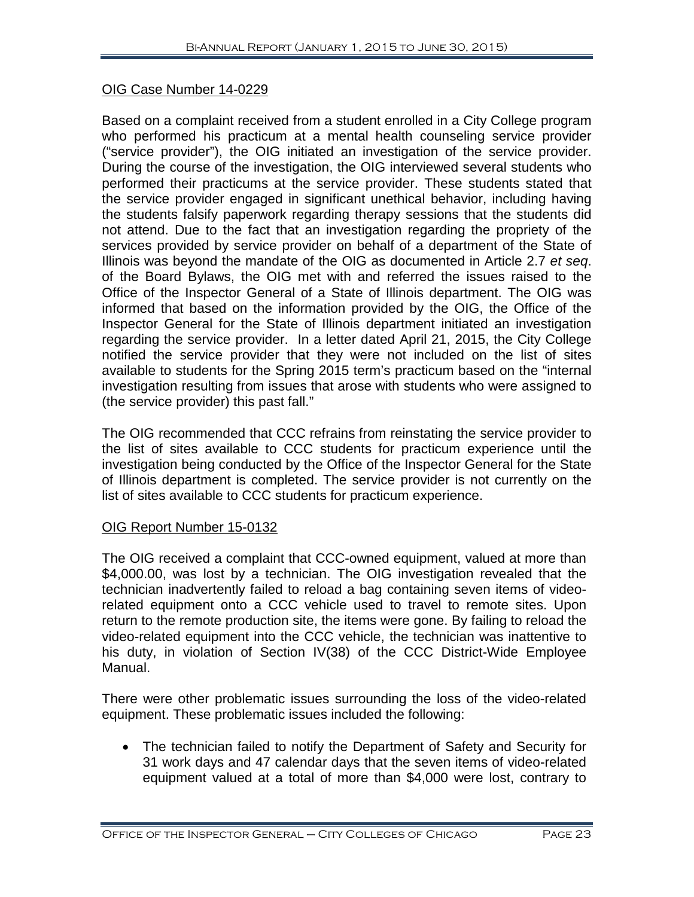OIG Case Number 14-0229

Based on a complaint received from a student enrolled in a City College program who performed his practicum at a mental health counseling service provider ("service provider"), the OIG initiated an investigation of the service provider. During the course of the investigation, the OIG interviewed several students who performed their practicums at the service provider. These students stated that the service provider engaged in significant unethical behavior, including having the students falsify paperwork regarding therapy sessions that the students did not attend. Due to the fact that an investigation regarding the propriety of the services provided by service provider on behalf of a department of the State of Illinois was beyond the mandate of the OIG as documented in Article 2.7 *et seq*. of the Board Bylaws, the OIG met with and referred the issues raised to the Office of the Inspector General of a State of Illinois department. The OIG was informed that based on the information provided by the OIG, the Office of the Inspector General for the State of Illinois department initiated an investigation regarding the service provider. In a letter dated April 21, 2015, the City College notified the service provider that they were not included on the list of sites available to students for the Spring 2015 term's practicum based on the "internal investigation resulting from issues that arose with students who were assigned to (the service provider) this past fall."

The OIG recommended that CCC refrains from reinstating the service provider to the list of sites available to CCC students for practicum experience until the investigation being conducted by the Office of the Inspector General for the State of Illinois department is completed. The service provider is not currently on the list of sites available to CCC students for practicum experience.

OIG Report Number 15-0132

The OIG received a complaint that CCC-owned equipment, valued at more than $4,000.00, was lost by a technician. The OIG investigation revealed that the technician inadvertently failed to reload a bag containing seven items of video-related equipment onto a CCC vehicle used to travel to remote sites. Upon return to the remote production site, the items were gone. By failing to reload the video-related equipment into the CCC vehicle, the technician was inattentive to his duty, in violation of Section IV(38) of the CCC District-Wide Employee Manual.

There were other problematic issues surrounding the loss of the video-related equipment. These problematic issues included the following:

- The technician failed to notify the Department of Safety and Security for 31 work days and 47 calendar days that the seven items of video-related equipment valued at a total of more than $4,000 were lost, contrary to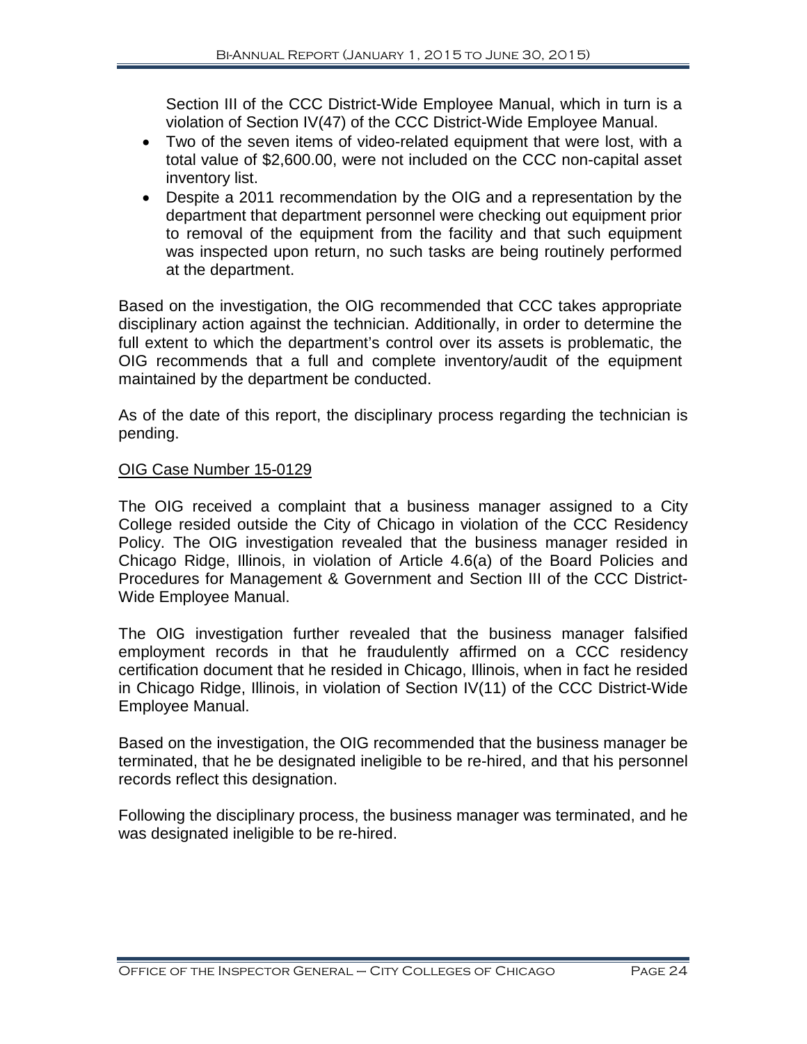Section III of the CCC District-Wide Employee Manual, which in turn is a violation of Section IV(47) of the CCC District-Wide Employee Manual.

- Two of the seven items of video-related equipment that were lost, with a total value of $2,600.00, were not included on the CCC non-capital asset inventory list.
- Despite a 2011 recommendation by the OIG and a representation by the department that department personnel were checking out equipment prior to removal of the equipment from the facility and that such equipment was inspected upon return, no such tasks are being routinely performed at the department.

Based on the investigation, the OIG recommended that CCC takes appropriate disciplinary action against the technician. Additionally, in order to determine the full extent to which the department's control over its assets is problematic, the OIG recommends that a full and complete inventory/audit of the equipment maintained by the department be conducted.

As of the date of this report, the disciplinary process regarding the technician is pending.

<u>OIG Case Number 15-0129</u>

The OIG received a complaint that a business manager assigned to a City College resided outside the City of Chicago in violation of the CCC Residency Policy. The OIG investigation revealed that the business manager resided in Chicago Ridge, Illinois, in violation of Article 4.6(a) of the Board Policies and Procedures for Management & Government and Section III of the CCC District-Wide Employee Manual.

The OIG investigation further revealed that the business manager falsified employment records in that he fraudulently affirmed on a CCC residency certification document that he resided in Chicago, Illinois, when in fact he resided in Chicago Ridge, Illinois, in violation of Section IV(11) of the CCC District-Wide Employee Manual.

Based on the investigation, the OIG recommended that the business manager be terminated, that he be designated ineligible to be re-hired, and that his personnel records reflect this designation.

Following the disciplinary process, the business manager was terminated, and he was designated ineligible to be re-hired.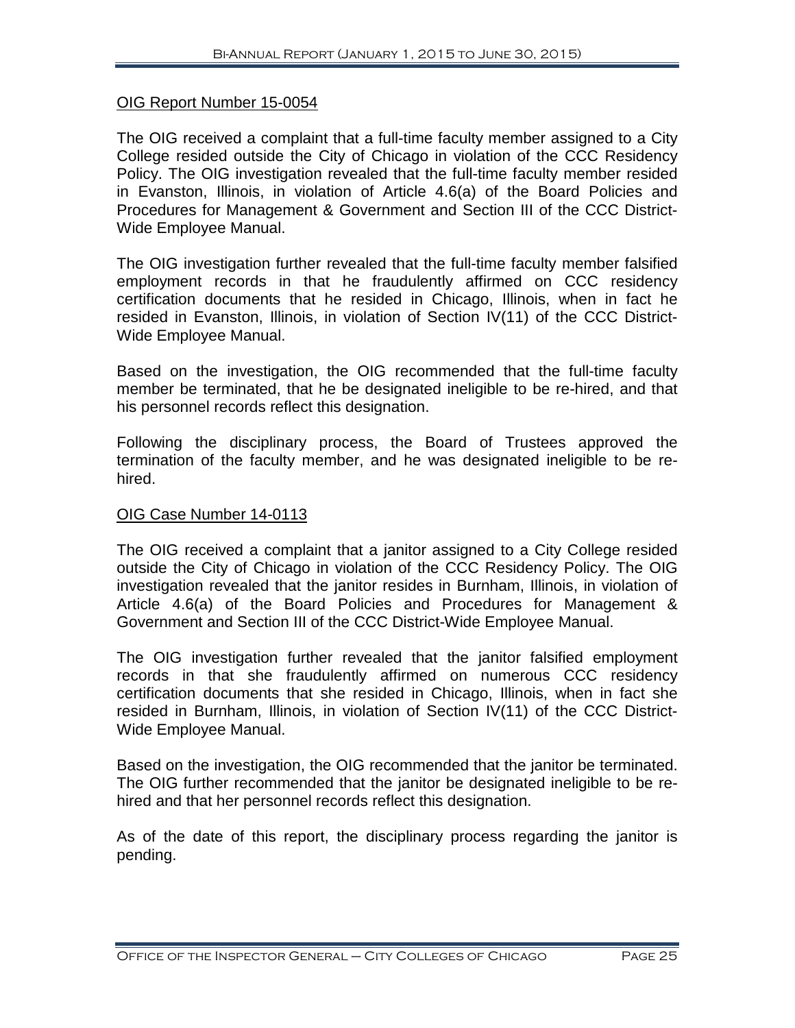<u>OIG Report Number 15-0054</u>

The OIG received a complaint that a full-time faculty member assigned to a City College resided outside the City of Chicago in violation of the CCC Residency Policy. The OIG investigation revealed that the full-time faculty member resided in Evanston, Illinois, in violation of Article 4.6(a) of the Board Policies and Procedures for Management & Government and Section III of the CCC District-Wide Employee Manual.

The OIG investigation further revealed that the full-time faculty member falsified employment records in that he fraudulently affirmed on CCC residency certification documents that he resided in Chicago, Illinois, when in fact he resided in Evanston, Illinois, in violation of Section IV(11) of the CCC District-Wide Employee Manual.

Based on the investigation, the OIG recommended that the full-time faculty member be terminated, that he be designated ineligible to be re-hired, and that his personnel records reflect this designation.

Following the disciplinary process, the Board of Trustees approved the termination of the faculty member, and he was designated ineligible to be re-hired.

<u>OIG Case Number 14-0113</u>

The OIG received a complaint that a janitor assigned to a City College resided outside the City of Chicago in violation of the CCC Residency Policy. The OIG investigation revealed that the janitor resides in Burnham, Illinois, in violation of Article 4.6(a) of the Board Policies and Procedures for Management & Government and Section III of the CCC District-Wide Employee Manual.

The OIG investigation further revealed that the janitor falsified employment records in that she fraudulently affirmed on numerous CCC residency certification documents that she resided in Chicago, Illinois, when in fact she resided in Burnham, Illinois, in violation of Section IV(11) of the CCC District-Wide Employee Manual.

Based on the investigation, the OIG recommended that the janitor be terminated. The OIG further recommended that the janitor be designated ineligible to be re-hired and that her personnel records reflect this designation.

As of the date of this report, the disciplinary process regarding the janitor is pending.